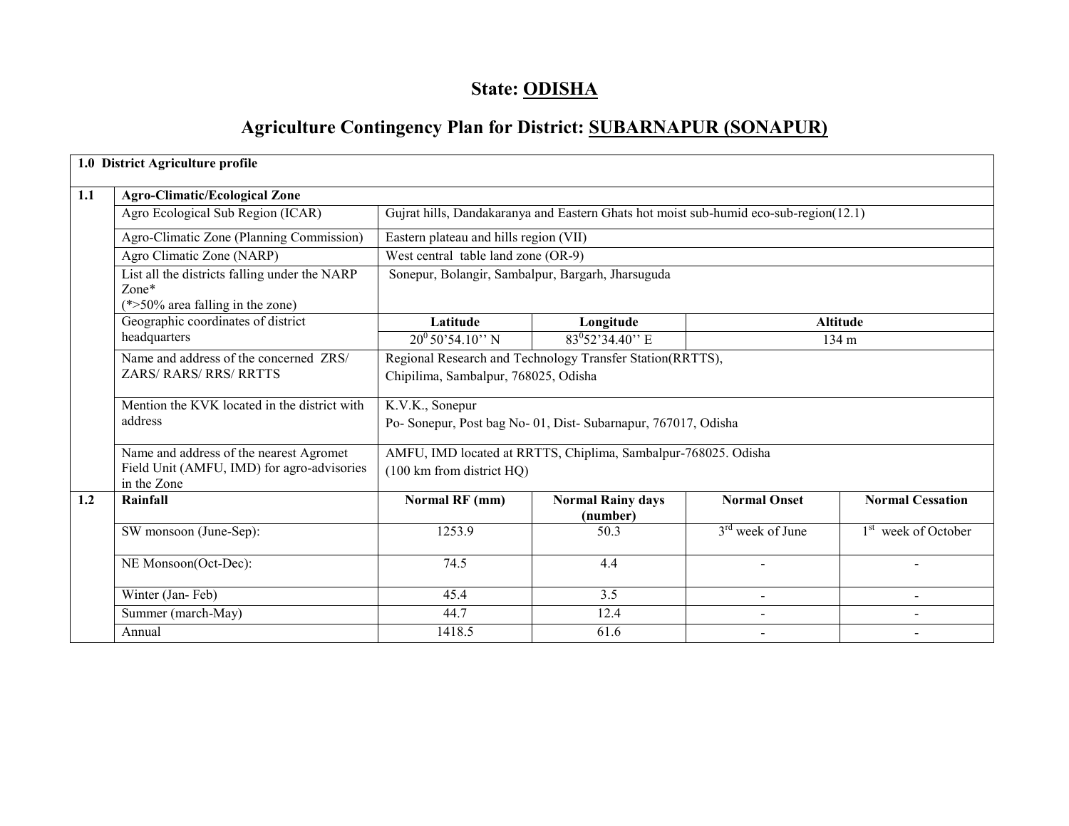# State: ODISHA

## Agriculture Contingency Plan for District: SUBARNAPUR (SONAPUR)

| 1.0 District Agriculture profile | | | | | |
|---|---|---|---|---|---|
| **1.1** | **Agro-Climatic/Ecological Zone** | | | | |
| | Agro Ecological Sub Region (ICAR) | Gujrat hills, Dandakaranya and Eastern Ghats hot moist sub-humid eco-sub-region(12.1) | | | |
| | Agro-Climatic Zone (Planning Commission) | Eastern plateau and hills region (VII) | | | |
| | Agro Climatic Zone (NARP) | West central table land zone (OR-9) | | | |
| | List all the districts falling under the NARP Zone* (*>50% area falling in the zone) | Sonepur, Bolangir, Sambalpur, Bargarh, Jharsuguda | | | |
| | Geographic coordinates of district headquarters | **Latitude** | **Longitude** | **Altitude** | |
| | | $20^0$ 50'54.10'' N | $83^0$52'34.40'' E | 134 m | |
| | Name and address of the concerned ZRS/ ZARS/ RARS/ RRS/ RRTTS | Regional Research and Technology Transfer Station(RRTTS), Chipilima, Sambalpur, 768025, Odisha | | | |
| | Mention the KVK located in the district with address | K.V.K., Sonepur<br>Po- Sonepur, Post bag No- 01, Dist- Subarnapur, 767017, Odisha | | | |
| | Name and address of the nearest Agromet Field Unit (AMFU, IMD) for agro-advisories in the Zone | AMFU, IMD located at RRTTS, Chiplima, Sambalpur-768025. Odisha<br>(100 km from district HQ) | | | |
| **1.2** | **Rainfall** | **Normal RF (mm)** | **Normal Rainy days (number)** | **Normal Onset** | **Normal Cessation** |
| | SW monsoon (June-Sep): | 1253.9 | 50.3 | 3rd week of June | 1st week of October |
| | NE Monsoon(Oct-Dec): | 74.5 | 4.4 | - | - |
| | Winter (Jan- Feb) | 45.4 | 3.5 | - | - |
| | Summer (march-May) | 44.7 | 12.4 | - | - |
| | Annual | 1418.5 | 61.6 | - | - |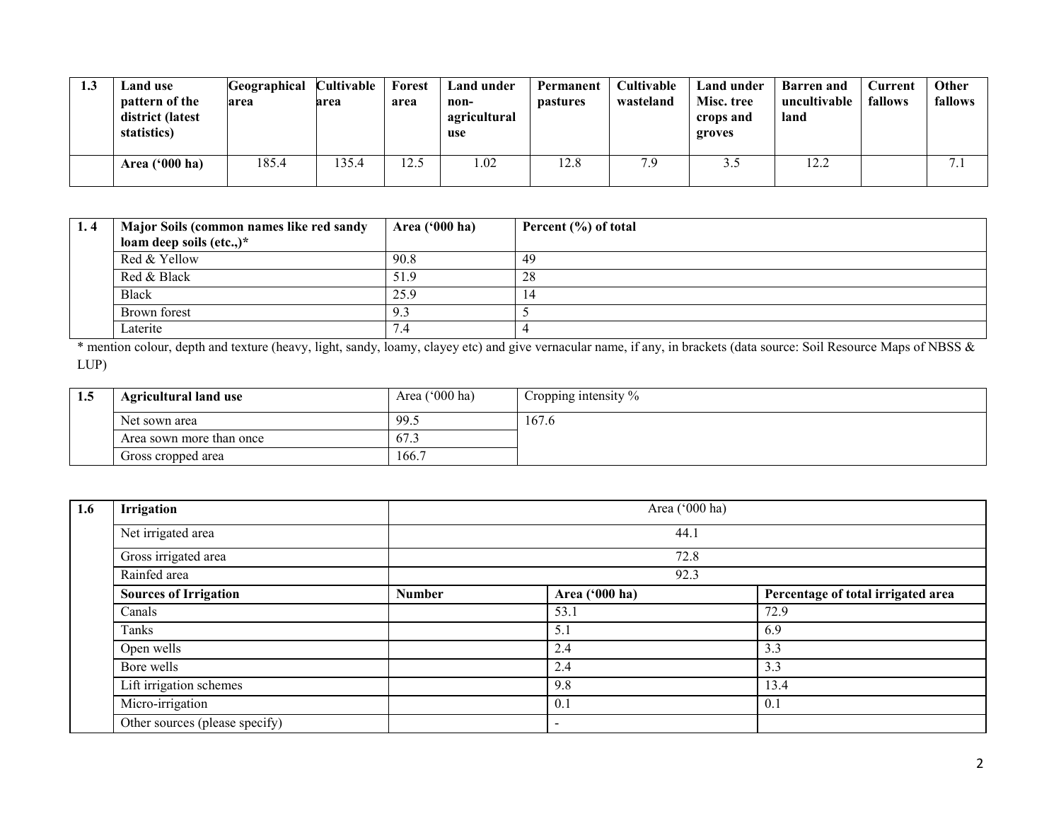| 1.3 | Land use pattern of the district (latest statistics) | Geographical area | Cultivable area | Forest area | Land under non-agricultural use | Permanent pastures | Cultivable wasteland | Land under Misc. tree crops and groves | Barren and uncultivable land | Current fallows | Other fallows |
|---|---|---|---|---|---|---|---|---|---|---|---|
| | **Area ('000 ha)** | 185.4 | 135.4 | 12.5 | 1.02 | 12.8 | 7.9 | 3.5 | 12.2 | | 7.1 |

| 1. 4 | Major Soils (common names like red sandy loam deep soils (etc.,)* | Area ('000 ha) | Percent (%) of total |
|---|---|---|---|
| | Red & Yellow | 90.8 | 49 |
| | Red & Black | 51.9 | 28 |
| | Black | 25.9 | 14 |
| | Brown forest | 9.3 | 5 |
| | Laterite | 7.4 | 4 |

* mention colour, depth and texture (heavy, light, sandy, loamy, clayey etc) and give vernacular name, if any, in brackets (data source: Soil Resource Maps of NBSS & LUP)

| 1.5 | Agricultural land use | Area ('000 ha) | Cropping intensity % |
|---|---|---|---|
| | Net sown area | 99.5 | 167.6 |
| | Area sown more than once | 67.3 | |
| | Gross cropped area | 166.7 | |

| 1.6 | Irrigation | Area ('000 ha) | | |
|---|---|---|---|---|
| | Net irrigated area | 44.1 | | |
| | Gross irrigated area | 72.8 | | |
| | Rainfed area | 92.3 | | |
| | **Sources of Irrigation** | **Number** | **Area ('000 ha)** | **Percentage of total irrigated area** |
| | Canals | | 53.1 | 72.9 |
| | Tanks | | 5.1 | 6.9 |
| | Open wells | | 2.4 | 3.3 |
| | Bore wells | | 2.4 | 3.3 |
| | Lift irrigation schemes | | 9.8 | 13.4 |
| | Micro-irrigation | | 0.1 | 0.1 |
| | Other sources (please specify) | | - | |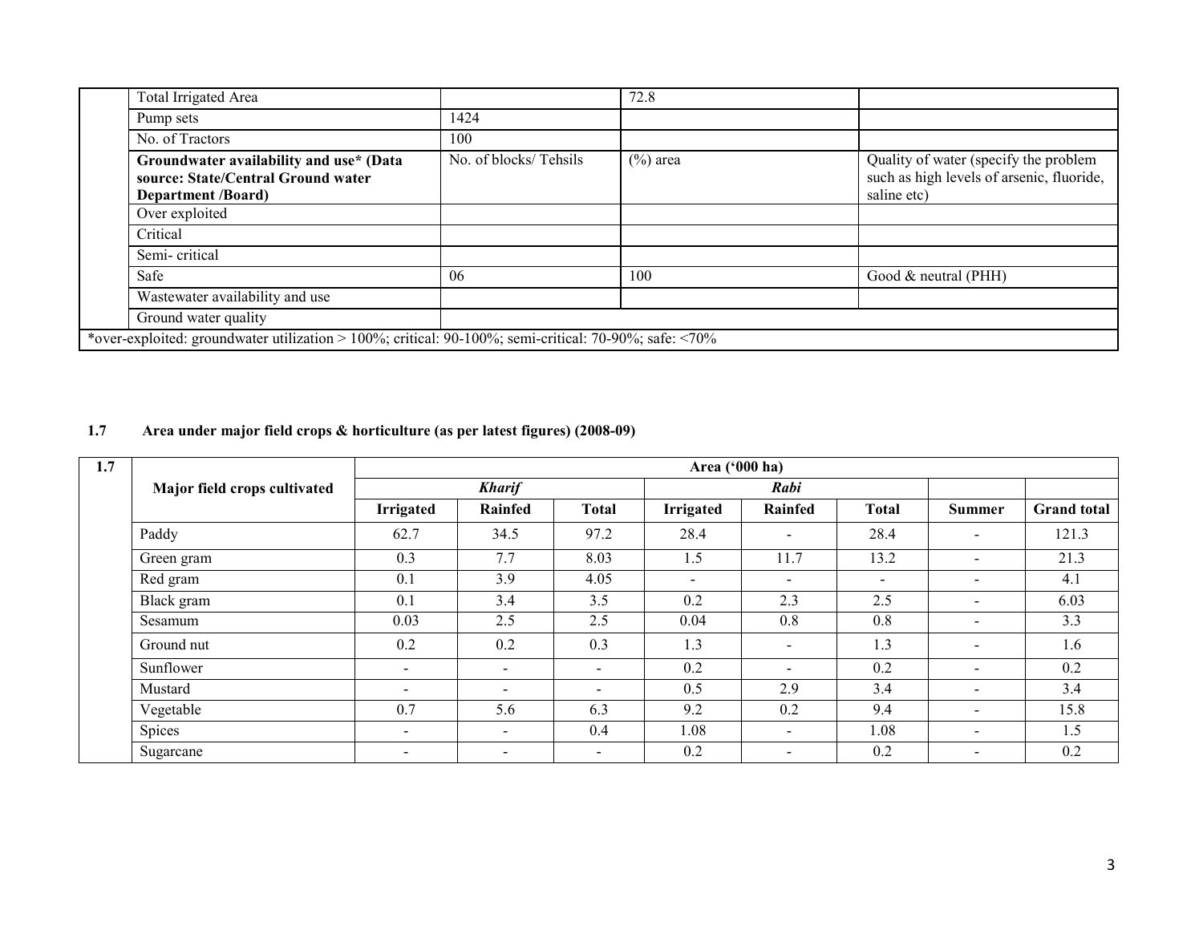| | | | | |
|---|---|---|---|---|
| | Total Irrigated Area | | 72.8 | |
| | Pump sets | 1424 | | |
| | No. of Tractors | 100 | | |
| | **Groundwater availability and use* (Data source: State/Central Ground water Department /Board)** | No. of blocks/ Tehsils | (%) area | Quality of water (specify the problem such as high levels of arsenic, fluoride, saline etc) |
| | Over exploited | | | |
| | Critical | | | |
| | Semi- critical | | | |
| | Safe | 06 | 100 | Good & neutral (PHH) |
| | Wastewater availability and use | | | |
| | Ground water quality | | | |
| *over-exploited: groundwater utilization > 100%; critical: 90-100%; semi-critical: 70-90%; safe: <70% | | | | |

**1.7 Area under major field crops & horticulture (as per latest figures) (2008-09)**

| 1.7 | Major field crops cultivated | Area ('000 ha) | | | | | | | |
|---|---|---|---|---|---|---|---|---|---|
| | | ***Kharif*** | | | ***Rabi*** | | | | |
| | | **Irrigated** | **Rainfed** | **Total** | **Irrigated** | **Rainfed** | **Total** | **Summer** | **Grand total** |
| | Paddy | 62.7 | 34.5 | 97.2 | 28.4 | - | 28.4 | - | 121.3 |
| | Green gram | 0.3 | 7.7 | 8.03 | 1.5 | 11.7 | 13.2 | - | 21.3 |
| | Red gram | 0.1 | 3.9 | 4.05 | - | - | - | - | 4.1 |
| | Black gram | 0.1 | 3.4 | 3.5 | 0.2 | 2.3 | 2.5 | - | 6.03 |
| | Sesamum | 0.03 | 2.5 | 2.5 | 0.04 | 0.8 | 0.8 | - | 3.3 |
| | Ground nut | 0.2 | 0.2 | 0.3 | 1.3 | - | 1.3 | - | 1.6 |
| | Sunflower | - | - | - | 0.2 | - | 0.2 | - | 0.2 |
| | Mustard | - | - | - | 0.5 | 2.9 | 3.4 | - | 3.4 |
| | Vegetable | 0.7 | 5.6 | 6.3 | 9.2 | 0.2 | 9.4 | - | 15.8 |
| | Spices | - | - | 0.4 | 1.08 | - | 1.08 | - | 1.5 |
| | Sugarcane | - | - | - | 0.2 | - | 0.2 | - | 0.2 |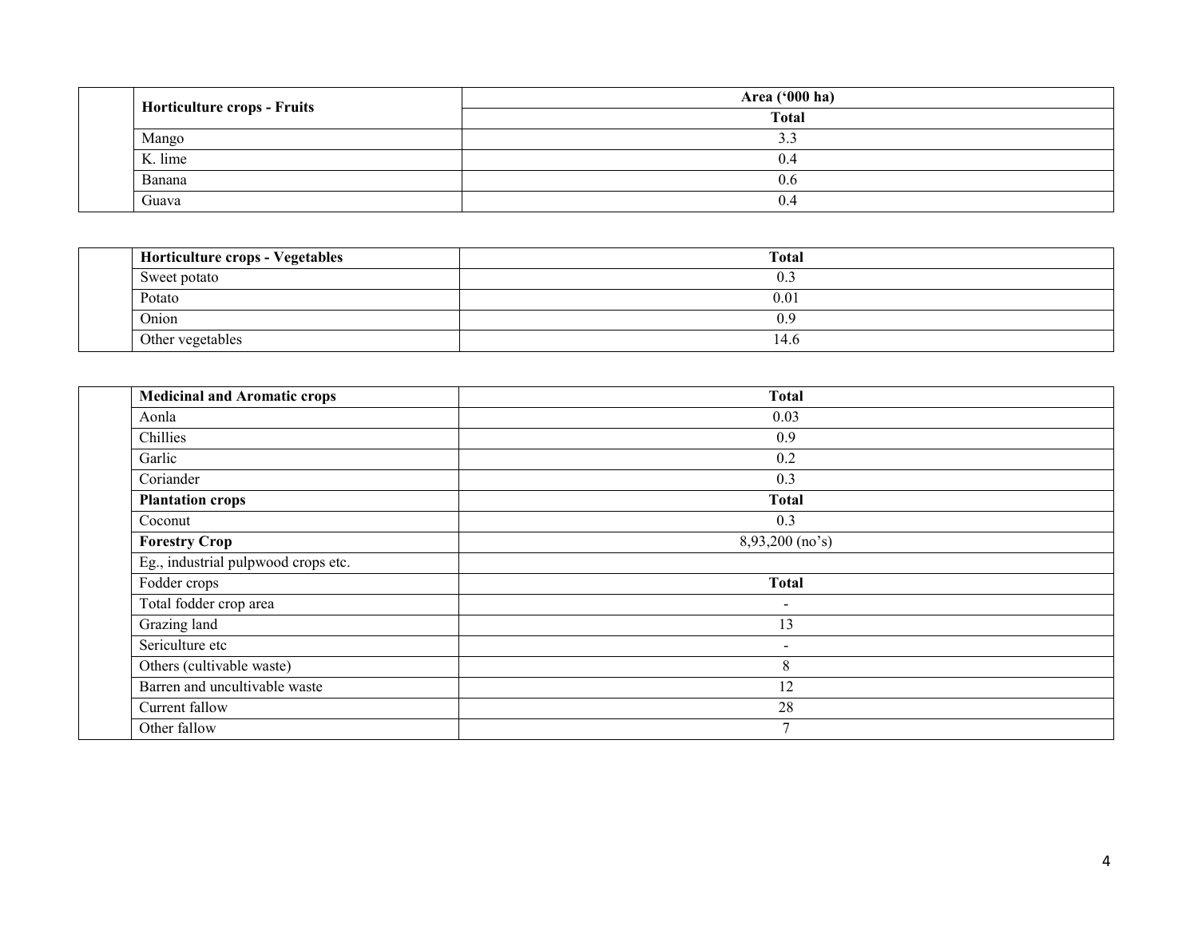| Horticulture crops - Fruits | Area ('000 ha) |
| --- | --- |
| | Total |
| Mango | 3.3 |
| K. lime | 0.4 |
| Banana | 0.6 |
| Guava | 0.4 |

| Horticulture crops - Vegetables | Total |
| --- | --- |
| Sweet potato | 0.3 |
| Potato | 0.01 |
| Onion | 0.9 |
| Other vegetables | 14.6 |

| Medicinal and Aromatic crops | Total |
| --- | --- |
| Aonla | 0.03 |
| Chillies | 0.9 |
| Garlic | 0.2 |
| Coriander | 0.3 |
| **Plantation crops** | **Total** |
| Coconut | 0.3 |
| **Forestry Crop** | 8,93,200 (no's) |
| Eg., industrial pulpwood crops etc. | |
| Fodder crops | **Total** |
| Total fodder crop area | - |
| Grazing land | 13 |
| Sericulture etc | - |
| Others (cultivable waste) | 8 |
| Barren and uncultivable waste | 12 |
| Current fallow | 28 |
| Other fallow | 7 |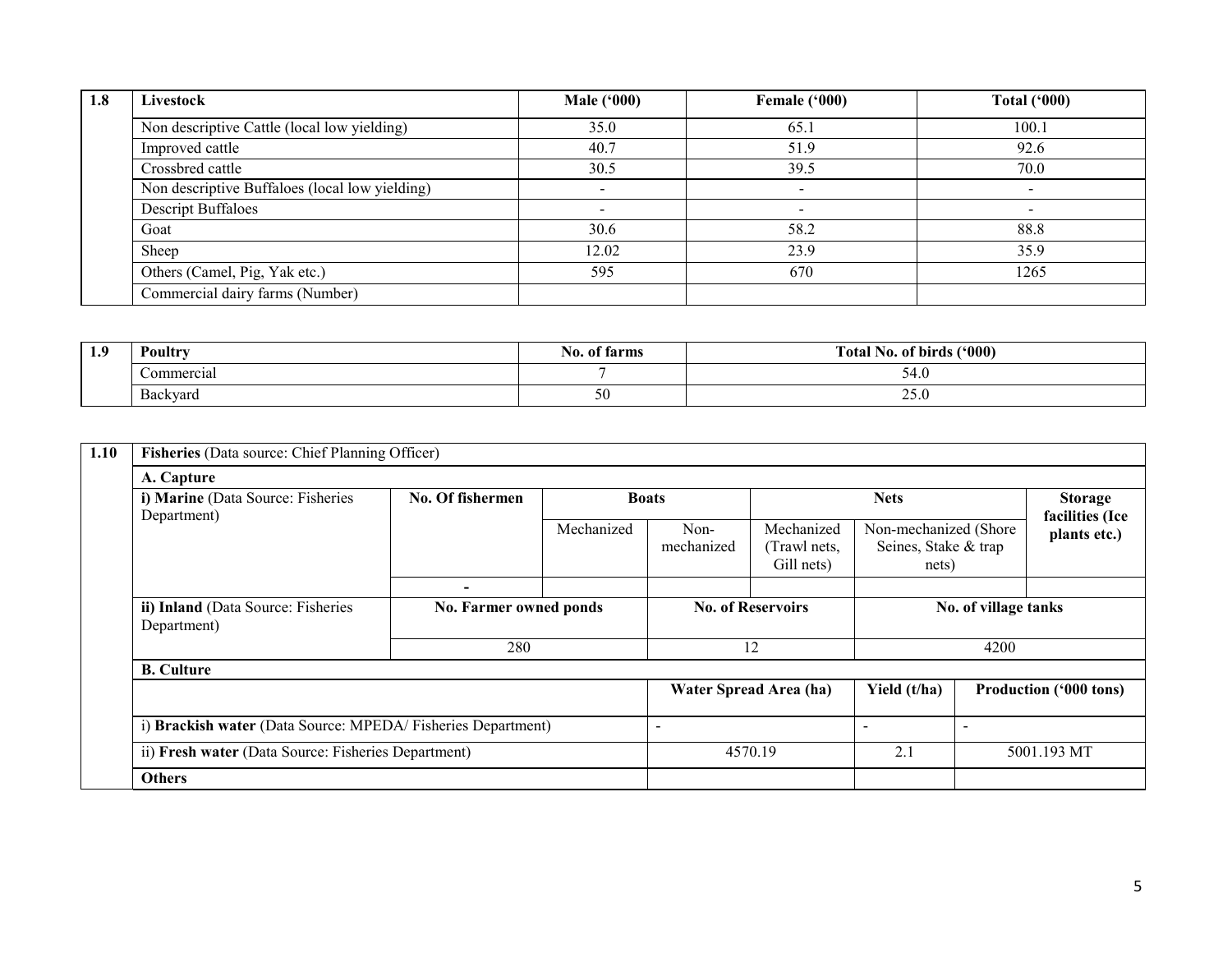| 1.8 | Livestock | Male ('000) | Female ('000) | Total ('000) |
|---|---|---|---|---|
| | Non descriptive Cattle (local low yielding) | 35.0 | 65.1 | 100.1 |
| | Improved cattle | 40.7 | 51.9 | 92.6 |
| | Crossbred cattle | 30.5 | 39.5 | 70.0 |
| | Non descriptive Buffaloes (local low yielding) | - | - | - |
| | Descript Buffaloes | - | - | - |
| | Goat | 30.6 | 58.2 | 88.8 |
| | Sheep | 12.02 | 23.9 | 35.9 |
| | Others (Camel, Pig, Yak etc.) | 595 | 670 | 1265 |
| | Commercial dairy farms (Number) | | | |

| 1.9 | Poultry | No. of farms | Total No. of birds ('000) |
|---|---|---|---|
| | Commercial | 7 | 54.0 |
| | Backyard | 50 | 25.0 |

| 1.10 | Fisheries (Data source: Chief Planning Officer) | | | | | | |
|---|---|---|---|---|---|---|---|
| | **A. Capture** | | | | | | |
| | **i) Marine** (Data Source: Fisheries Department) | **No. Of fishermen** | **Boats** | | **Nets** | | **Storage facilities (Ice plants etc.)** |
| | | | Mechanized | Non-mechanized | Mechanized (Trawl nets, Gill nets) | Non-mechanized (Shore Seines, Stake & trap nets) | |
| | | - | | | | | |
| | **ii) Inland** (Data Source: Fisheries Department) | **No. Farmer owned ponds** | | **No. of Reservoirs** | | **No. of village tanks** | |
| | | 280 | | 12 | | 4200 | |
| | **B. Culture** | | | | | | |
| | | | | **Water Spread Area (ha)** | | **Yield (t/ha)** | **Production ('000 tons)** |
| | i) **Brackish water** (Data Source: MPEDA/ Fisheries Department) | | | - | | - | - |
| | ii) **Fresh water** (Data Source: Fisheries Department) | | | 4570.19 | | 2.1 | 5001.193 MT |
| | **Others** | | | | | | |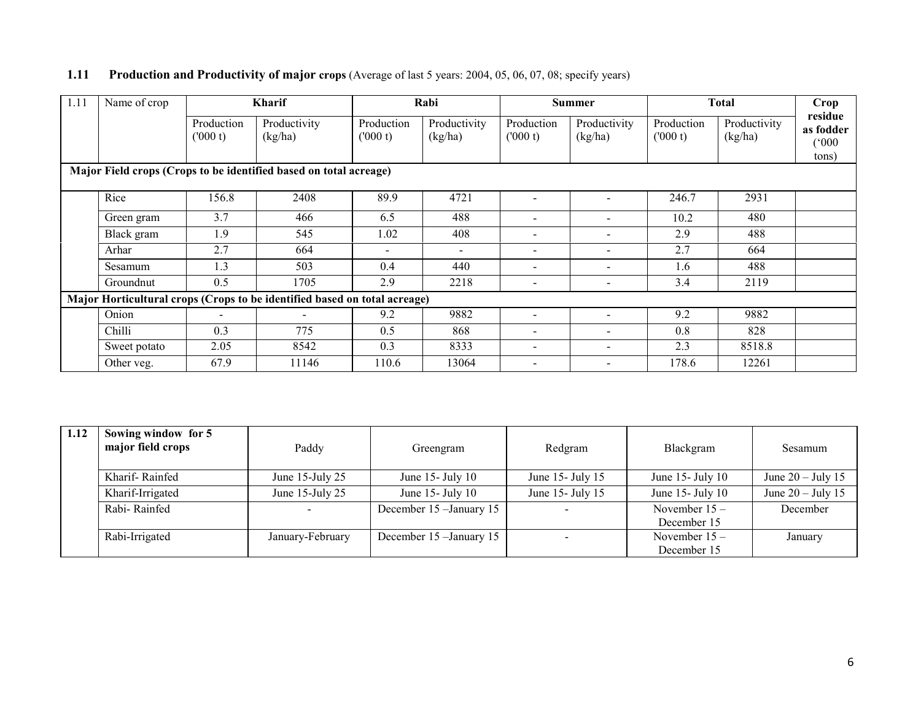## 1.11 Production and Productivity of major crops (Average of last 5 years: 2004, 05, 06, 07, 08; specify years)

| 1.11 | Name of crop | Kharif | | Rabi | | Summer | | Total | | Crop residue as fodder ('000 tons) |
|---|---|---|---|---|---|---|---|---|---|---|
| | | Production ('000 t) | Productivity (kg/ha) | Production ('000 t) | Productivity (kg/ha) | Production ('000 t) | Productivity (kg/ha) | Production ('000 t) | Productivity (kg/ha) | |
| **Major Field crops (Crops to be identified based on total acreage)** | | | | | | | | | | |
| | Rice | 156.8 | 2408 | 89.9 | 4721 | - | - | 246.7 | 2931 | |
| | Green gram | 3.7 | 466 | 6.5 | 488 | - | - | 10.2 | 480 | |
| | Black gram | 1.9 | 545 | 1.02 | 408 | - | - | 2.9 | 488 | |
| | Arhar | 2.7 | 664 | - | - | - | - | 2.7 | 664 | |
| | Sesamum | 1.3 | 503 | 0.4 | 440 | - | - | 1.6 | 488 | |
| | Groundnut | 0.5 | 1705 | 2.9 | 2218 | - | - | 3.4 | 2119 | |
| **Major Horticultural crops (Crops to be identified based on total acreage)** | | | | | | | | | | |
| | Onion | - | - | 9.2 | 9882 | - | - | 9.2 | 9882 | |
| | Chilli | 0.3 | 775 | 0.5 | 868 | - | - | 0.8 | 828 | |
| | Sweet potato | 2.05 | 8542 | 0.3 | 8333 | - | - | 2.3 | 8518.8 | |
| | Other veg. | 67.9 | 11146 | 110.6 | 13064 | - | - | 178.6 | 12261 | |

| 1.12 | Sowing window for 5 major field crops | Paddy | Greengram | Redgram | Blackgram | Sesamum |
|---|---|---|---|---|---|---|
| | Kharif- Rainfed | June 15-July 25 | June 15- July 10 | June 15- July 15 | June 15- July 10 | June 20 – July 15 |
| | Kharif-Irrigated | June 15-July 25 | June 15- July 10 | June 15- July 15 | June 15- July 10 | June 20 – July 15 |
| | Rabi- Rainfed | - | December 15 –January 15 | - | November 15 – December 15 | December |
| | Rabi-Irrigated | January-February | December 15 –January 15 | - | November 15 – December 15 | January |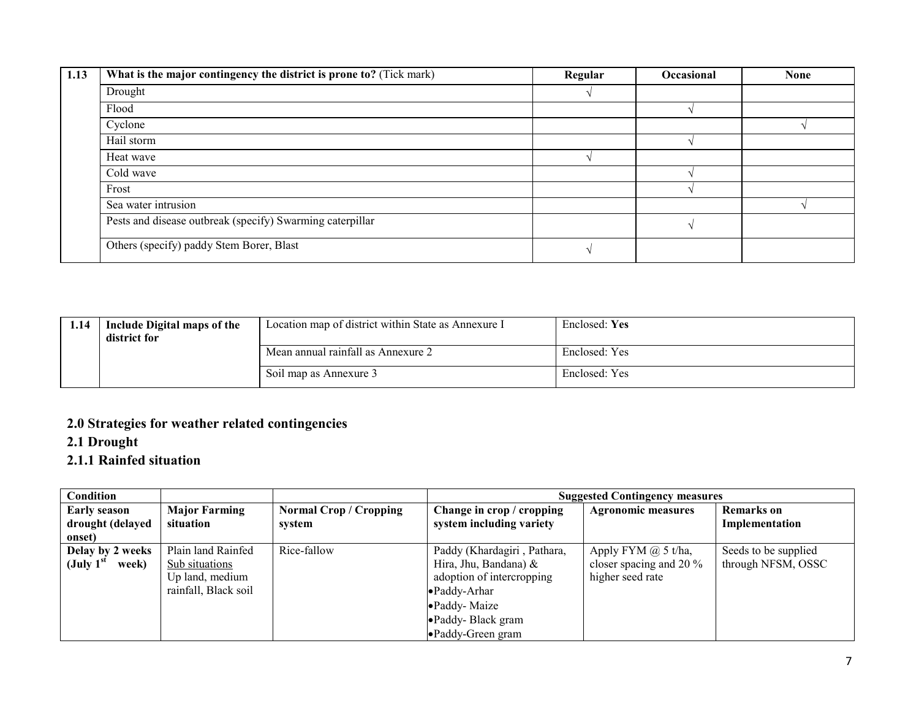| 1.13 | What is the major contingency the district is prone to? (Tick mark) | Regular | Occasional | None |
|---|---|---|---|---|
| | Drought | √ | | |
| | Flood | | √ | |
| | Cyclone | | | √ |
| | Hail storm | | √ | |
| | Heat wave | √ | | |
| | Cold wave | | √ | |
| | Frost | | √ | |
| | Sea water intrusion | | | √ |
| | Pests and disease outbreak (specify) Swarming caterpillar | | √ | |
| | Others (specify) paddy Stem Borer, Blast | √ | | |

| 1.14 | Include Digital maps of the district for | Location map of district within State as Annexure I | Enclosed: **Yes** |
|---|---|---|---|
| | | Mean annual rainfall as Annexure 2 | Enclosed: Yes |
| | | Soil map as Annexure 3 | Enclosed: Yes |

## 2.0 Strategies for weather related contingencies

### 2.1 Drought

#### 2.1.1 Rainfed situation

| Condition | | | Suggested Contingency measures | | |
|---|---|---|---|---|---|
| **Early season drought (delayed onset)** | **Major Farming situation** | **Normal Crop / Cropping system** | **Change in crop / cropping system including variety** | **Agronomic measures** | **Remarks on Implementation** |
| **Delay by 2 weeks (July 1st week)** | Plain land Rainfed <u>Sub situations</u> Up land, medium rainfall, Black soil | Rice-fallow | Paddy (Khardagiri , Pathara, Hira, Jhu, Bandana) & adoption of intercropping<br>• Paddy-Arhar<br>• Paddy- Maize<br>• Paddy- Black gram<br>• Paddy-Green gram | Apply FYM @ 5 t/ha, closer spacing and 20 % higher seed rate | Seeds to be supplied through NFSM, OSSC |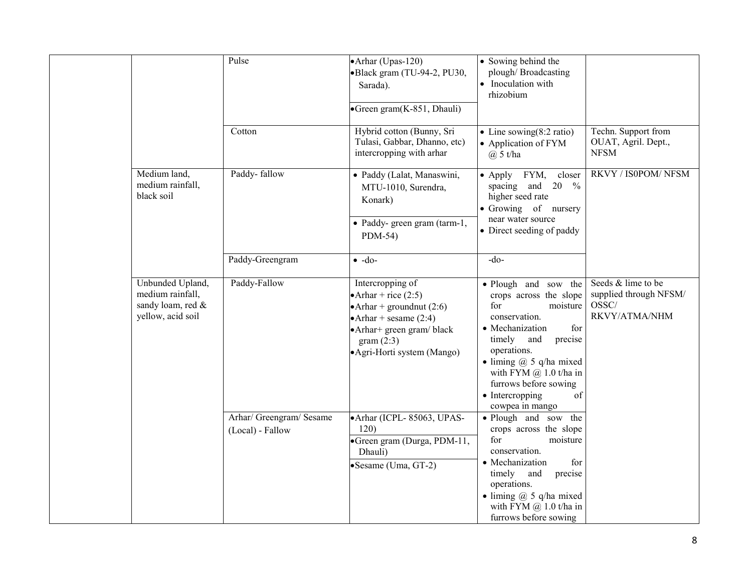| | | | | | |
|---|---|---|---|---|---|
| | | Pulse | • Arhar (Upas-120)<br>• Black gram (TU-94-2, PU30, Sarada).<br>• Green gram(K-851, Dhauli) | • Sowing behind the plough/ Broadcasting<br>• Inoculation with rhizobium | |
| | | Cotton | Hybrid cotton (Bunny, Sri Tulasi, Gabbar, Dhanno, etc) intercropping with arhar | • Line sowing(8:2 ratio)<br>• Application of FYM @ 5 t/ha | Techn. Support from OUAT, Agril. Dept., NFSM |
| | Medium land, medium rainfall, black soil | Paddy- fallow | • Paddy (Lalat, Manaswini, MTU-1010, Surendra, Konark)<br>• Paddy- green gram (tarm-1, PDM-54) | • Apply FYM, closer spacing and 20 % higher seed rate<br>• Growing of nursery near water source<br>• Direct seeding of paddy | RKVY / IS0POM/ NFSM |
| | | Paddy-Greengram | • -do- | -do- | |
| | Unbunded Upland, medium rainfall, sandy loam, red & yellow, acid soil | Paddy-Fallow | Intercropping of<br>• Arhar + rice (2:5)<br>• Arhar + groundnut (2:6)<br>• Arhar + sesame (2:4)<br>• Arhar+ green gram/ black gram (2:3)<br>• Agri-Horti system (Mango) | • Plough and sow the crops across the slope for moisture conservation.<br>• Mechanization for timely and precise operations.<br>• liming @ 5 q/ha mixed with FYM @ 1.0 t/ha in furrows before sowing<br>• Intercropping of cowpea in mango | Seeds & lime to be supplied through NFSM/ OSSC/ RKVY/ATMA/NHM |
| | | Arhar/ Greengram/ Sesame (Local) - Fallow | • Arhar (ICPL- 85063, UPAS-120)<br>• Green gram (Durga, PDM-11, Dhauli)<br>• Sesame (Uma, GT-2) | • Plough and sow the crops across the slope for moisture conservation.<br>• Mechanization for timely and precise operations.<br>• liming @ 5 q/ha mixed with FYM @ 1.0 t/ha in furrows before sowing | |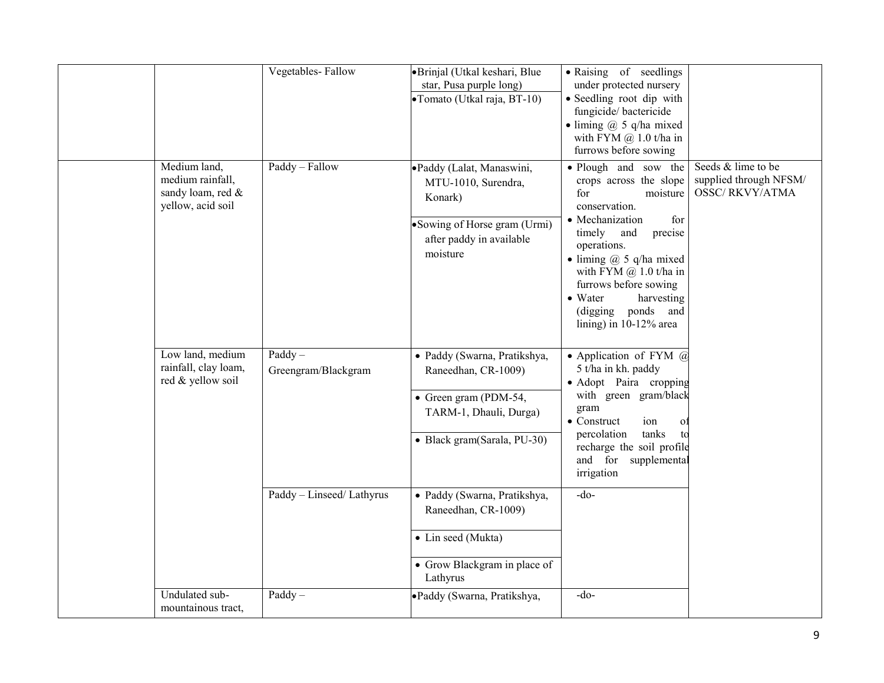| | | | | | |
|---|---|---|---|---|---|
| | | Vegetables- Fallow | • Brinjal (Utkal keshari, Blue star, Pusa purple long)<br>• Tomato (Utkal raja, BT-10) | • Raising of seedlings under protected nursery<br>• Seedling root dip with fungicide/ bactericide<br>• liming @ 5 q/ha mixed with FYM @ 1.0 t/ha in furrows before sowing | |
| | Medium land, medium rainfall, sandy loam, red & yellow, acid soil | Paddy – Fallow | • Paddy (Lalat, Manaswini, MTU-1010, Surendra, Konark)<br>• Sowing of Horse gram (Urmi) after paddy in available moisture | • Plough and sow the crops across the slope for moisture conservation.<br>• Mechanization for timely and precise operations.<br>• liming @ 5 q/ha mixed with FYM @ 1.0 t/ha in furrows before sowing<br>• Water harvesting (digging ponds and lining) in 10-12% area | Seeds & lime to be supplied through NFSM/ OSSC/ RKVY/ATMA |
| | Low land, medium rainfall, clay loam, red & yellow soil | Paddy – Greengram/Blackgram | • Paddy (Swarna, Pratikshya, Raneedhan, CR-1009)<br>• Green gram (PDM-54, TARM-1, Dhauli, Durga)<br>• Black gram(Sarala, PU-30) | • Application of FYM @ 5 t/ha in kh. paddy<br>• Adopt Paira cropping with green gram/black gram<br>• Construct ion of percolation tanks to recharge the soil profile and for supplemental irrigation | |
| | | Paddy – Linseed/ Lathyrus | • Paddy (Swarna, Pratikshya, Raneedhan, CR-1009)<br>• Lin seed (Mukta)<br>• Grow Blackgram in place of Lathyrus | -do- | |
| | Undulated sub-mountainous tract, | Paddy – | • Paddy (Swarna, Pratikshya, | -do- | |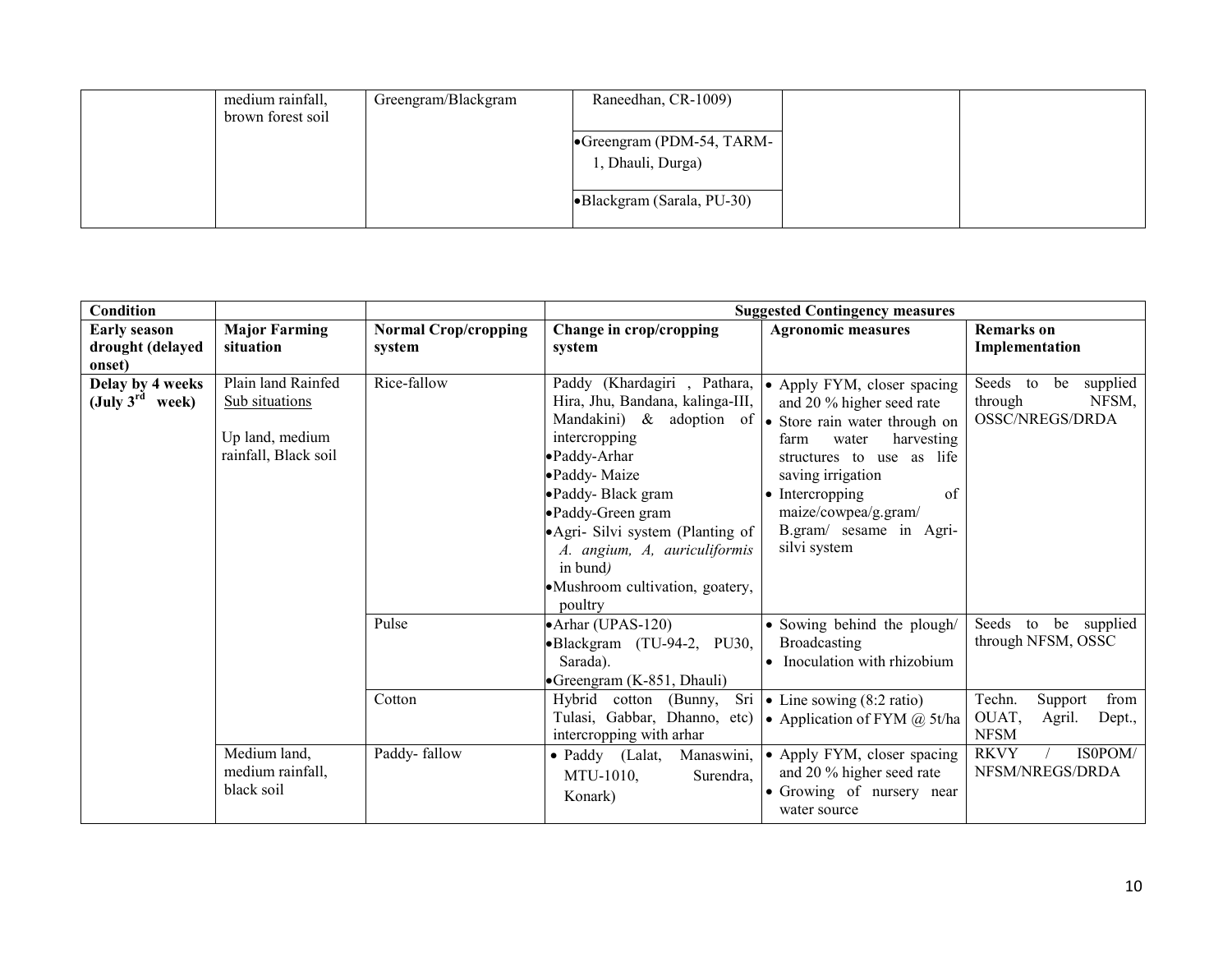| | medium rainfall, brown forest soil | Greengram/Blackgram | Raneedhan, CR-1009)<br>•Greengram (PDM-54, TARM-1, Dhauli, Durga)<br>•Blackgram (Sarala, PU-30) | | |
|---|---|---|---|---|---|

| Condition | | | Suggested Contingency measures | | |
|---|---|---|---|---|---|
| **Early season drought (delayed onset)** | **Major Farming situation** | **Normal Crop/cropping system** | **Change in crop/cropping system** | **Agronomic measures** | **Remarks on Implementation** |
| **Delay by 4 weeks (July 3rd week)** | Plain land Rainfed <u>Sub situations</u><br><br>Up land, medium rainfall, Black soil | Rice-fallow | Paddy (Khardagiri , Pathara, Hira, Jhu, Bandana, kalinga-III, Mandakini) & adoption of intercropping<br>•Paddy-Arhar<br>•Paddy- Maize<br>•Paddy- Black gram<br>•Paddy-Green gram<br>•Agri- Silvi system (Planting of *A. angium, A, auriculiformis* in bund*)*<br>•Mushroom cultivation, goatery, poultry | • Apply FYM, closer spacing and 20 % higher seed rate<br>• Store rain water through on farm water harvesting structures to use as life saving irrigation<br>• Intercropping of maize/cowpea/g.gram/ B.gram/ sesame in Agri-silvi system | Seeds to be supplied through NFSM, OSSC/NREGS/DRDA |
| | | Pulse | •Arhar (UPAS-120)<br>•Blackgram (TU-94-2, PU30, Sarada).<br>•Greengram (K-851, Dhauli) | • Sowing behind the plough/ Broadcasting<br>• Inoculation with rhizobium | Seeds to be supplied through NFSM, OSSC |
| | | Cotton | Hybrid cotton (Bunny, Sri Tulasi, Gabbar, Dhanno, etc) intercropping with arhar | • Line sowing (8:2 ratio)<br>• Application of FYM @ 5t/ha | Techn. Support from OUAT, Agril. Dept., NFSM |
| | Medium land, medium rainfall, black soil | Paddy- fallow | • Paddy (Lalat, Manaswini, MTU-1010, Surendra, Konark) | • Apply FYM, closer spacing and 20 % higher seed rate<br>• Growing of nursery near water source | RKVY / IS0POM/ NFSM/NREGS/DRDA |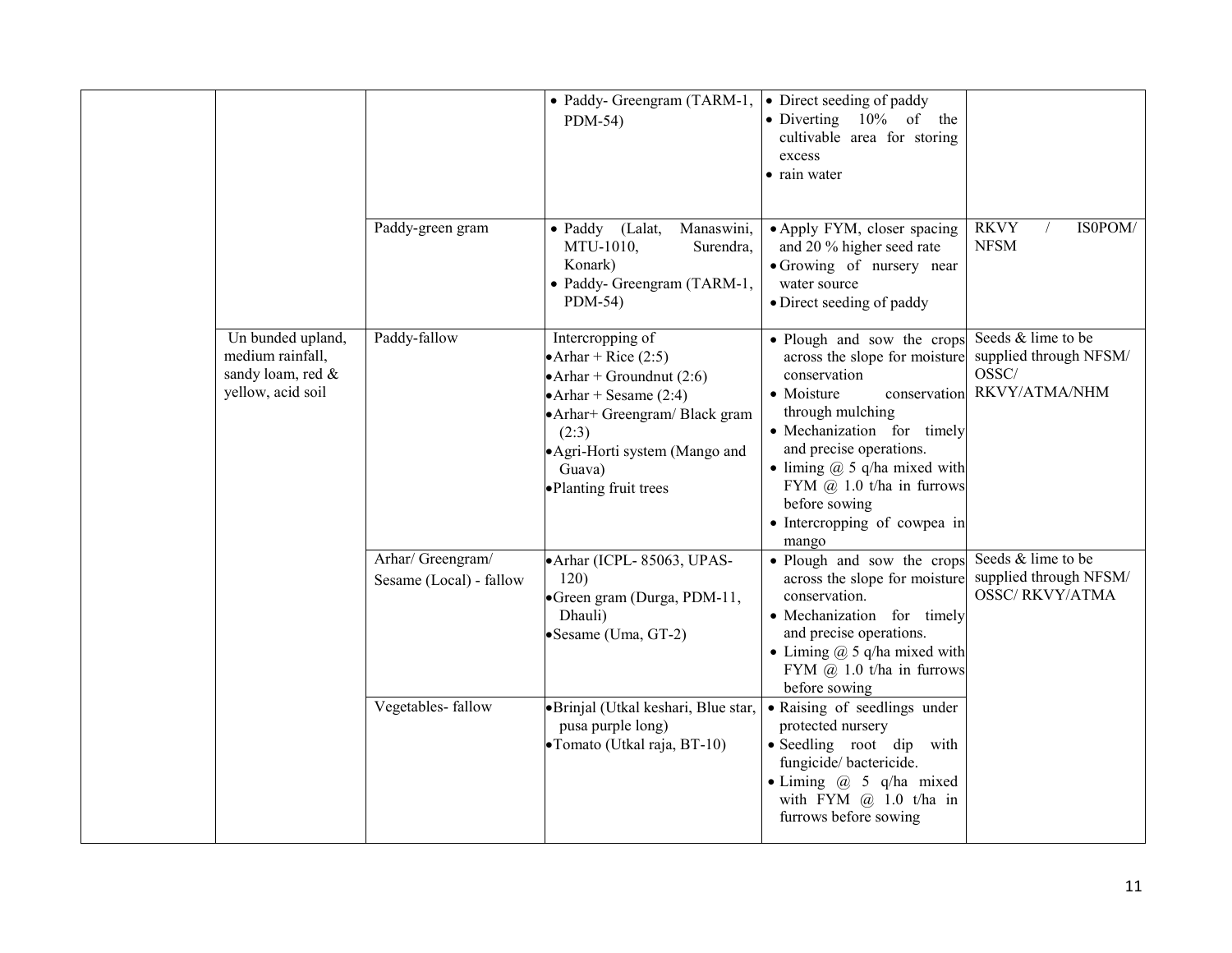| | | | | | |
|---|---|---|---|---|---|
| | | | • Paddy- Greengram (TARM-1, PDM-54) | • Direct seeding of paddy<br>• Diverting 10% of the cultivable area for storing excess<br>• rain water | |
| | | Paddy-green gram | • Paddy (Lalat, Manaswini, MTU-1010, Surendra, Konark)<br>• Paddy- Greengram (TARM-1, PDM-54) | • Apply FYM, closer spacing and 20 % higher seed rate<br>• Growing of nursery near water source<br>• Direct seeding of paddy | RKVY / IS0POM/ NFSM |
| | Un bunded upland, medium rainfall, sandy loam, red & yellow, acid soil | Paddy-fallow | Intercropping of<br>• Arhar + Rice (2:5)<br>• Arhar + Groundnut (2:6)<br>• Arhar + Sesame (2:4)<br>• Arhar+ Greengram/ Black gram (2:3)<br>• Agri-Horti system (Mango and Guava)<br>• Planting fruit trees | • Plough and sow the crops across the slope for moisture conservation<br>• Moisture conservation through mulching<br>• Mechanization for timely and precise operations.<br>• liming @ 5 q/ha mixed with FYM @ 1.0 t/ha in furrows before sowing<br>• Intercropping of cowpea in mango | Seeds & lime to be supplied through NFSM/ OSSC/ RKVY/ATMA/NHM |
| | | Arhar/ Greengram/ Sesame (Local) - fallow | • Arhar (ICPL- 85063, UPAS-120)<br>• Green gram (Durga, PDM-11, Dhauli)<br>• Sesame (Uma, GT-2) | • Plough and sow the crops across the slope for moisture conservation.<br>• Mechanization for timely and precise operations.<br>• Liming @ 5 q/ha mixed with FYM @ 1.0 t/ha in furrows before sowing | Seeds & lime to be supplied through NFSM/ OSSC/ RKVY/ATMA |
| | | Vegetables- fallow | • Brinjal (Utkal keshari, Blue star, pusa purple long)<br>• Tomato (Utkal raja, BT-10) | • Raising of seedlings under protected nursery<br>• Seedling root dip with fungicide/ bactericide.<br>• Liming @ 5 q/ha mixed with FYM @ 1.0 t/ha in furrows before sowing | |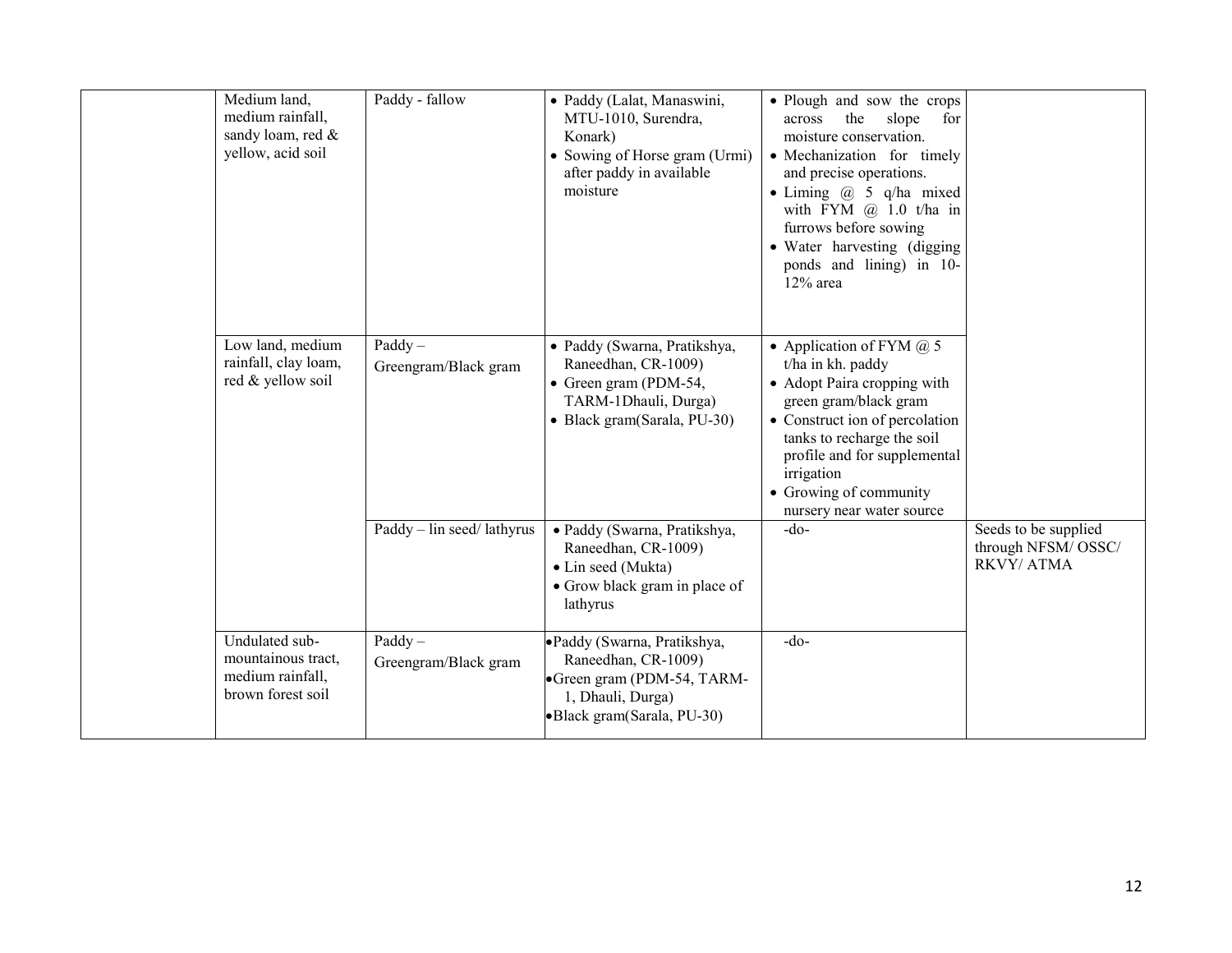| | | | | | |
|---|---|---|---|---|---|
| | Medium land, medium rainfall, sandy loam, red & yellow, acid soil | Paddy - fallow | • Paddy (Lalat, Manaswini, MTU-1010, Surendra, Konark)<br>• Sowing of Horse gram (Urmi) after paddy in available moisture | • Plough and sow the crops across the slope for moisture conservation.<br>• Mechanization for timely and precise operations.<br>• Liming @ 5 q/ha mixed with FYM @ 1.0 t/ha in furrows before sowing<br>• Water harvesting (digging ponds and lining) in 10-12% area | |
| | Low land, medium rainfall, clay loam, red & yellow soil | Paddy – Greengram/Black gram | • Paddy (Swarna, Pratikshya, Raneedhan, CR-1009)<br>• Green gram (PDM-54, TARM-1Dhauli, Durga)<br>• Black gram(Sarala, PU-30) | • Application of FYM @ 5 t/ha in kh. paddy<br>• Adopt Paira cropping with green gram/black gram<br>• Construct ion of percolation tanks to recharge the soil profile and for supplemental irrigation<br>• Growing of community nursery near water source | |
| | | Paddy – lin seed/ lathyrus | • Paddy (Swarna, Pratikshya, Raneedhan, CR-1009)<br>• Lin seed (Mukta)<br>• Grow black gram in place of lathyrus | -do- | Seeds to be supplied through NFSM/ OSSC/ RKVY/ ATMA |
| | Undulated sub-mountainous tract, medium rainfall, brown forest soil | Paddy – Greengram/Black gram | • Paddy (Swarna, Pratikshya, Raneedhan, CR-1009)<br>• Green gram (PDM-54, TARM-1, Dhauli, Durga)<br>• Black gram(Sarala, PU-30) | -do- | |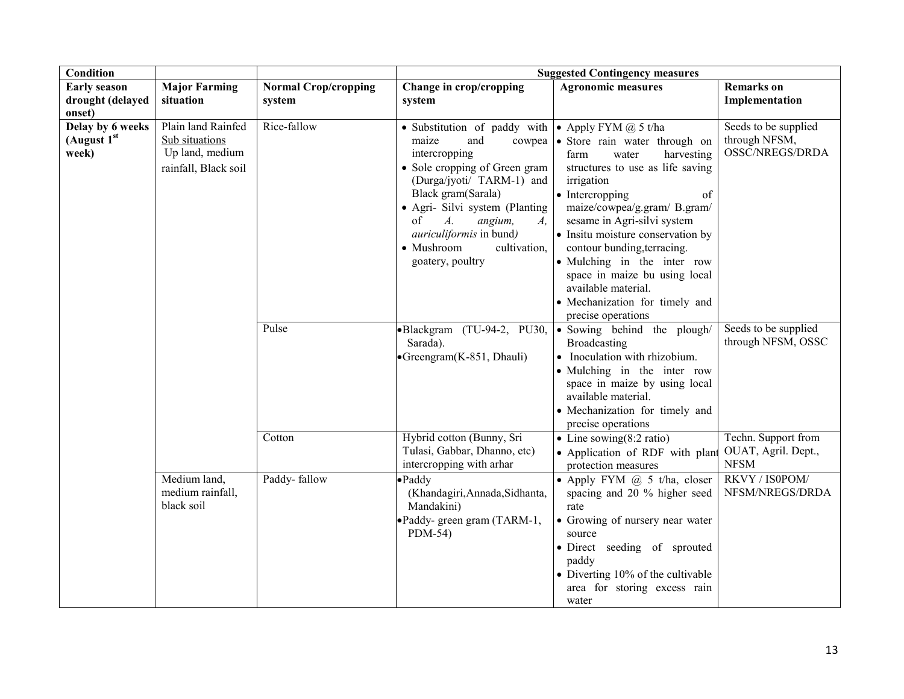| Condition | | | Suggested Contingency measures | | |
|---|---|---|---|---|---|
| **Early season drought (delayed onset)** | **Major Farming situation** | **Normal Crop/cropping system** | **Change in crop/cropping system** | **Agronomic measures** | **Remarks on Implementation** |
| **Delay by 6 weeks (August 1[st] week)** | Plain land Rainfed <u>Sub situations</u> Up land, medium rainfall, Black soil | Rice-fallow | • Substitution of paddy with maize and cowpea intercropping<br>• Sole cropping of Green gram (Durga/jyoti/ TARM-1) and Black gram(Sarala)<br>• Agri- Silvi system (Planting of *A. angium, A, auriculiformis* in bund*)*<br>• Mushroom cultivation, goatery, poultry | • Apply FYM @ 5 t/ha<br>• Store rain water through on farm water harvesting structures to use as life saving irrigation<br>• Intercropping of maize/cowpea/g.gram/ B.gram/ sesame in Agri-silvi system<br>• Insitu moisture conservation by contour bunding,terracing.<br>• Mulching in the inter row space in maize bu using local available material.<br>• Mechanization for timely and precise operations | Seeds to be supplied through NFSM, OSSC/NREGS/DRDA |
| | | Pulse | • Blackgram (TU-94-2, PU30, Sarada).<br>• Greengram(K-851, Dhauli) | • Sowing behind the plough/ Broadcasting<br>• Inoculation with rhizobium.<br>• Mulching in the inter row space in maize by using local available material.<br>• Mechanization for timely and precise operations | Seeds to be supplied through NFSM, OSSC |
| | | Cotton | Hybrid cotton (Bunny, Sri Tulasi, Gabbar, Dhanno, etc) intercropping with arhar | • Line sowing(8:2 ratio)<br>• Application of RDF with plant protection measures | Techn. Support from OUAT, Agril. Dept., NFSM |
| | Medium land, medium rainfall, black soil | Paddy- fallow | • Paddy (Khandagiri,Annada,Sidhanta, Mandakini)<br>• Paddy- green gram (TARM-1, PDM-54) | • Apply FYM @ 5 t/ha, closer spacing and 20 % higher seed rate<br>• Growing of nursery near water source<br>• Direct seeding of sprouted paddy<br>• Diverting 10% of the cultivable area for storing excess rain water | RKVY / IS0POM/ NFSM/NREGS/DRDA |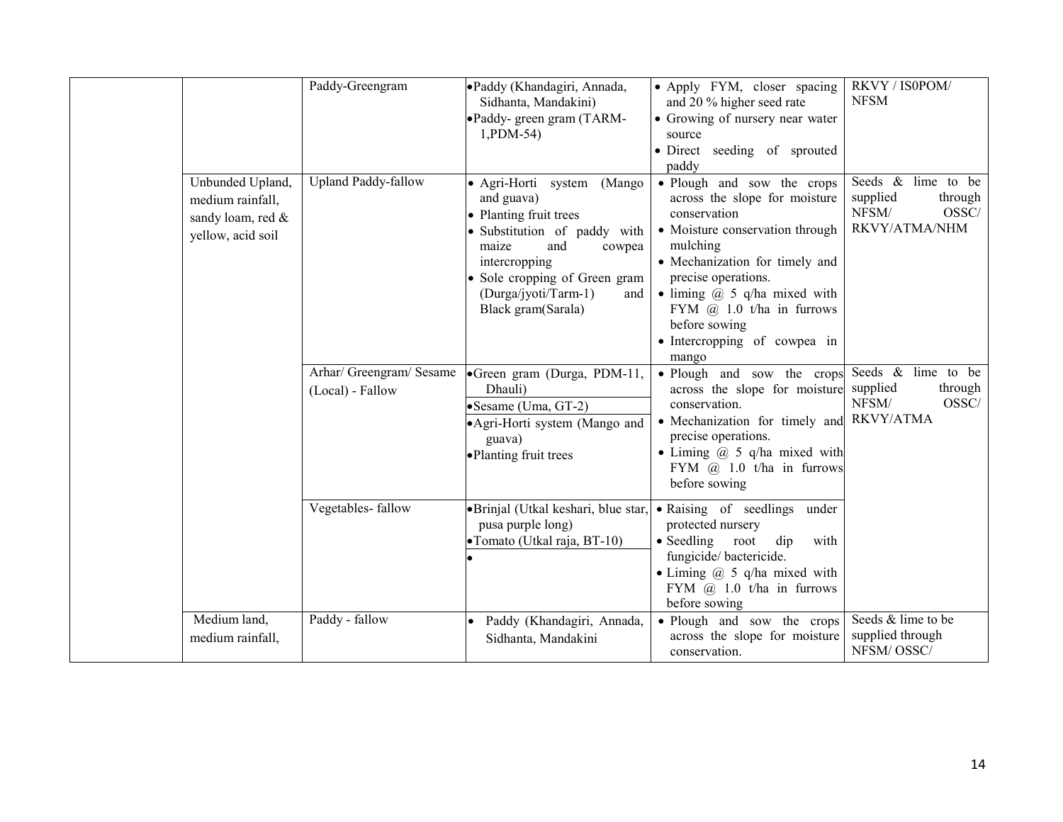| | | | | | |
|---|---|---|---|---|---|
| | | Paddy-Greengram | • Paddy (Khandagiri, Annada, Sidhanta, Mandakini)<br>• Paddy- green gram (TARM-1,PDM-54) | • Apply FYM, closer spacing and 20 % higher seed rate<br>• Growing of nursery near water source<br>• Direct seeding of sprouted paddy | RKVY / IS0POM/ NFSM |
| | Unbunded Upland, medium rainfall, sandy loam, red & yellow, acid soil | Upland Paddy-fallow | • Agri-Horti system (Mango and guava)<br>• Planting fruit trees<br>• Substitution of paddy with maize and cowpea intercropping<br>• Sole cropping of Green gram (Durga/jyoti/Tarm-1) and Black gram(Sarala) | • Plough and sow the crops across the slope for moisture conservation<br>• Moisture conservation through mulching<br>• Mechanization for timely and precise operations.<br>• liming @ 5 q/ha mixed with FYM @ 1.0 t/ha in furrows before sowing<br>• Intercropping of cowpea in mango | Seeds & lime to be supplied through NFSM/ OSSC/ RKVY/ATMA/NHM |
| | | Arhar/ Greengram/ Sesame (Local) - Fallow | • Green gram (Durga, PDM-11, Dhauli)<br>• Sesame (Uma, GT-2)<br>• Agri-Horti system (Mango and guava)<br>• Planting fruit trees | • Plough and sow the crops across the slope for moisture conservation.<br>• Mechanization for timely and precise operations.<br>• Liming @ 5 q/ha mixed with FYM @ 1.0 t/ha in furrows before sowing | Seeds & lime to be supplied through NFSM/ OSSC/ RKVY/ATMA |
| | | Vegetables- fallow | • Brinjal (Utkal keshari, blue star, pusa purple long)<br>• Tomato (Utkal raja, BT-10)<br>• | • Raising of seedlings under protected nursery<br>• Seedling root dip with fungicide/ bactericide.<br>• Liming @ 5 q/ha mixed with FYM @ 1.0 t/ha in furrows before sowing | |
| | Medium land, medium rainfall, | Paddy - fallow | • Paddy (Khandagiri, Annada, Sidhanta, Mandakini | • Plough and sow the crops across the slope for moisture conservation. | Seeds & lime to be supplied through NFSM/ OSSC/ |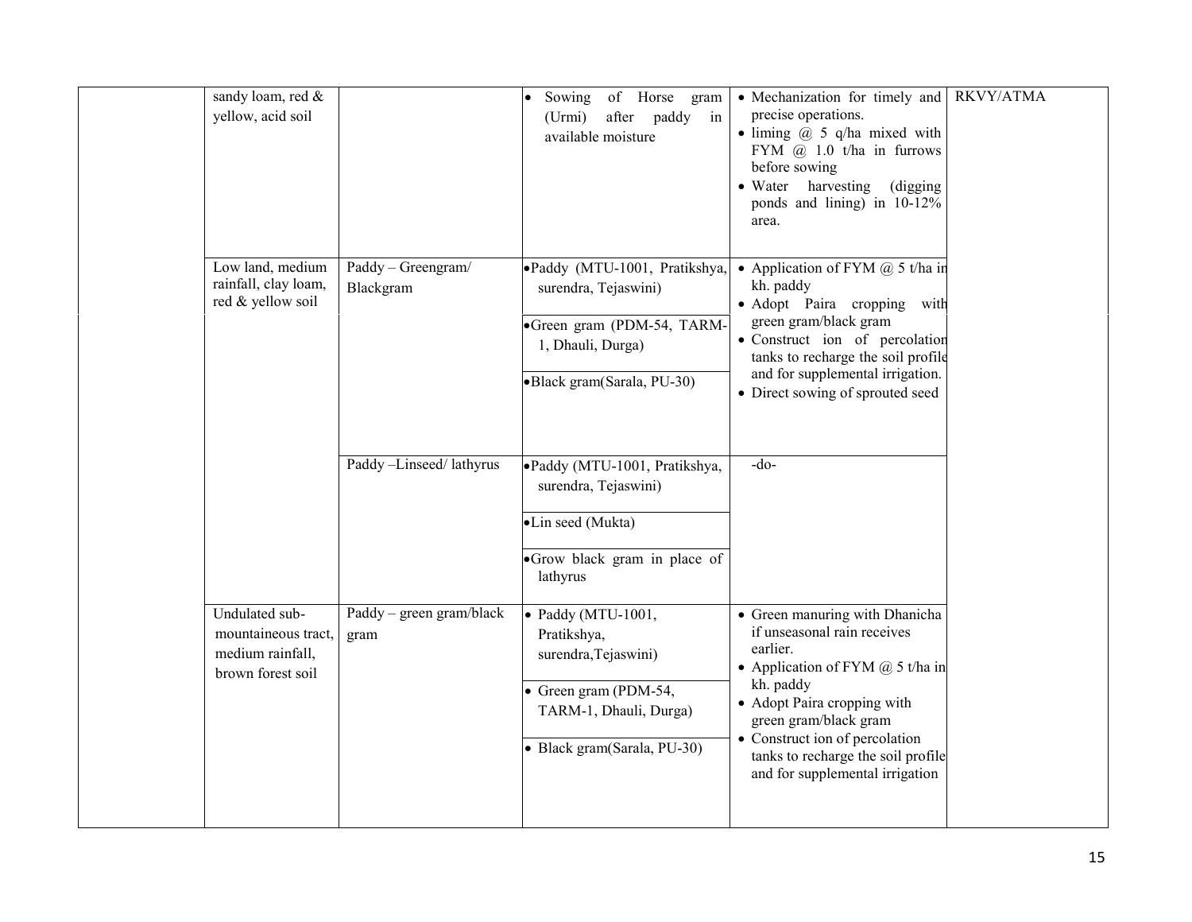| | | | | | |
|---|---|---|---|---|---|
| | sandy loam, red & yellow, acid soil | | • Sowing of Horse gram (Urmi) after paddy in available moisture | • Mechanization for timely and precise operations.<br>• liming @ 5 q/ha mixed with FYM @ 1.0 t/ha in furrows before sowing<br>• Water harvesting (digging ponds and lining) in 10-12% area. | RKVY/ATMA |
| | Low land, medium rainfall, clay loam, red & yellow soil | Paddy – Greengram/ Blackgram | •Paddy (MTU-1001, Pratikshya, surendra, Tejaswini)<br>•Green gram (PDM-54, TARM-1, Dhauli, Durga)<br>•Black gram(Sarala, PU-30) | • Application of FYM @ 5 t/ha in kh. paddy<br>• Adopt Paira cropping with green gram/black gram<br>• Construct ion of percolation tanks to recharge the soil profile and for supplemental irrigation.<br>• Direct sowing of sprouted seed | |
| | | Paddy –Linseed/ lathyrus | •Paddy (MTU-1001, Pratikshya, surendra, Tejaswini)<br>•Lin seed (Mukta)<br>•Grow black gram in place of lathyrus | -do- | |
| | Undulated sub-mountaineous tract, medium rainfall, brown forest soil | Paddy – green gram/black gram | • Paddy (MTU-1001, Pratikshya, surendra,Tejaswini)<br>• Green gram (PDM-54, TARM-1, Dhauli, Durga)<br>• Black gram(Sarala, PU-30) | • Green manuring with Dhanicha if unseasonal rain receives earlier.<br>• Application of FYM @ 5 t/ha in kh. paddy<br>• Adopt Paira cropping with green gram/black gram<br>• Construct ion of percolation tanks to recharge the soil profile and for supplemental irrigation | |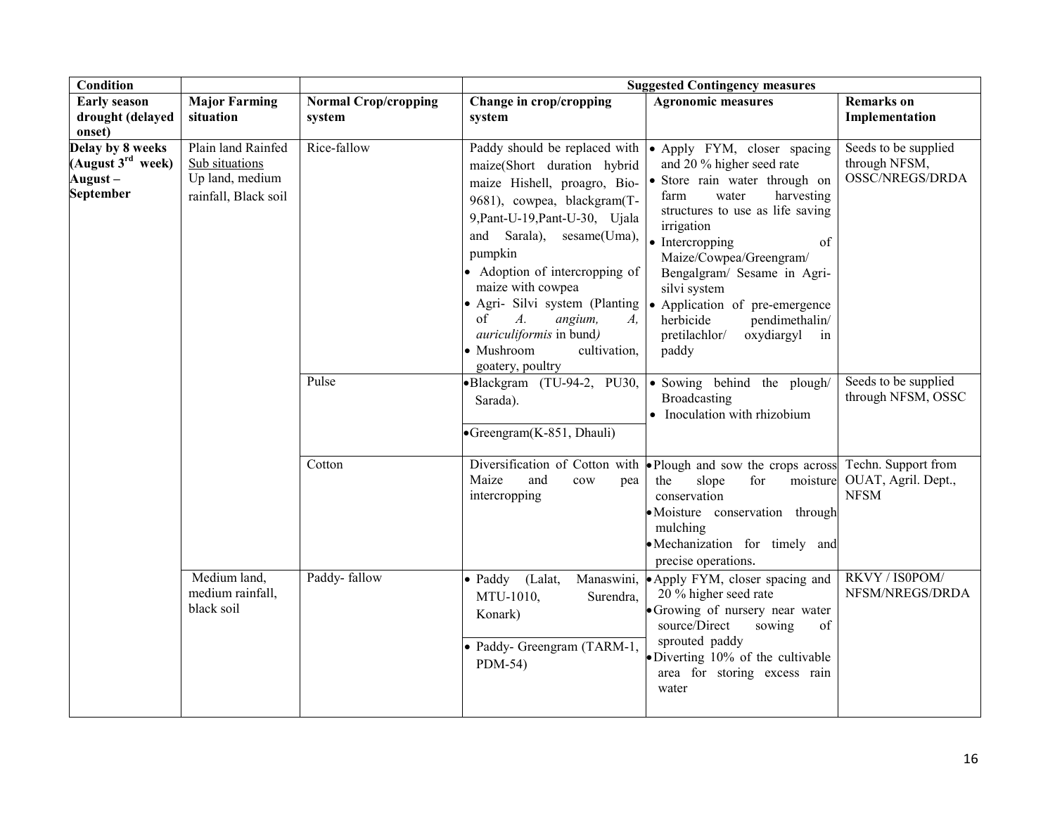| Condition | | | Suggested Contingency measures | | |
|---|---|---|---|---|---|
| **Early season drought (delayed onset)** | **Major Farming situation** | **Normal Crop/cropping system** | **Change in crop/cropping system** | **Agronomic measures** | **Remarks on Implementation** |
| **Delay by 8 weeks (August 3rd week) August – September** | Plain land Rainfed <u>Sub situations</u> Up land, medium rainfall, Black soil | Rice-fallow | Paddy should be replaced with maize(Short duration hybrid maize Hishell, proagro, Bio-9681), cowpea, blackgram(T-9,Pant-U-19,Pant-U-30, Ujala and Sarala), sesame(Uma), pumpkin<br>• Adoption of intercropping of maize with cowpea<br>• Agri- Silvi system (Planting of *A. angium, A, auriculiformis* in bund*)*<br>• Mushroom cultivation, goatery, poultry | • Apply FYM, closer spacing and 20 % higher seed rate<br>• Store rain water through on farm water harvesting structures to use as life saving irrigation<br>• Intercropping of Maize/Cowpea/Greengram/ Bengalgram/ Sesame in Agri-silvi system<br>• Application of pre-emergence herbicide pendimethalin/ pretilachlor/ oxydiargyl in paddy | Seeds to be supplied through NFSM, OSSC/NREGS/DRDA |
| | | Pulse | • Blackgram (TU-94-2, PU30, Sarada).<br>• Greengram(K-851, Dhauli) | • Sowing behind the plough/ Broadcasting<br>• Inoculation with rhizobium | Seeds to be supplied through NFSM, OSSC |
| | | Cotton | Diversification of Cotton with Maize and cow pea intercropping | • Plough and sow the crops across the slope for moisture conservation<br>• Moisture conservation through mulching<br>• Mechanization for timely and precise operations. | Techn. Support from OUAT, Agril. Dept., NFSM |
| | Medium land, medium rainfall, black soil | Paddy- fallow | • Paddy (Lalat, Manaswini, MTU-1010, Surendra, Konark)<br>• Paddy- Greengram (TARM-1, PDM-54) | • Apply FYM, closer spacing and 20 % higher seed rate<br>• Growing of nursery near water source/Direct sowing of sprouted paddy<br>• Diverting 10% of the cultivable area for storing excess rain water | RKVY / IS0POM/ NFSM/NREGS/DRDA |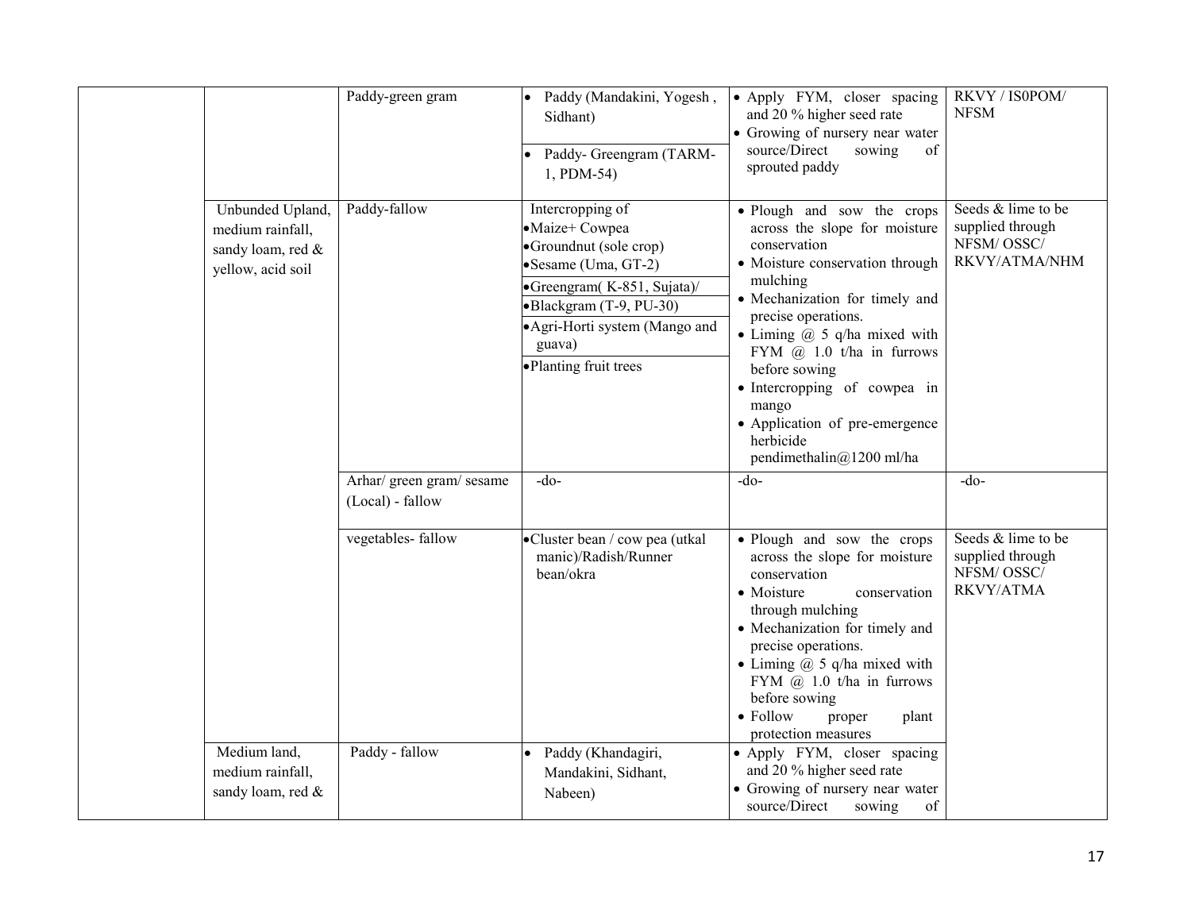| | | | | | |
|---|---|---|---|---|---|
| | | Paddy-green gram | • Paddy (Mandakini, Yogesh , Sidhant)<br>• Paddy- Greengram (TARM-1, PDM-54) | • Apply FYM, closer spacing and 20 % higher seed rate<br>• Growing of nursery near water source/Direct sowing of sprouted paddy | RKVY / IS0POM/ NFSM |
| | Unbunded Upland, medium rainfall, sandy loam, red & yellow, acid soil | Paddy-fallow | Intercropping of<br>• Maize+ Cowpea<br>• Groundnut (sole crop)<br>• Sesame (Uma, GT-2)<br>• Greengram( K-851, Sujata)/<br>• Blackgram (T-9, PU-30)<br>• Agri-Horti system (Mango and guava)<br>• Planting fruit trees | • Plough and sow the crops across the slope for moisture conservation<br>• Moisture conservation through mulching<br>• Mechanization for timely and precise operations.<br>• Liming @ 5 q/ha mixed with FYM @ 1.0 t/ha in furrows before sowing<br>• Intercropping of cowpea in mango<br>• Application of pre-emergence herbicide pendimethalin@1200 ml/ha | Seeds & lime to be supplied through NFSM/ OSSC/ RKVY/ATMA/NHM |
| | | Arhar/ green gram/ sesame (Local) - fallow | -do- | -do- | -do- |
| | | vegetables- fallow | • Cluster bean / cow pea (utkal manic)/Radish/Runner bean/okra | • Plough and sow the crops across the slope for moisture conservation<br>• Moisture conservation through mulching<br>• Mechanization for timely and precise operations.<br>• Liming @ 5 q/ha mixed with FYM @ 1.0 t/ha in furrows before sowing<br>• Follow proper plant protection measures | Seeds & lime to be supplied through NFSM/ OSSC/ RKVY/ATMA |
| | Medium land, medium rainfall, sandy loam, red & | Paddy - fallow | • Paddy (Khandagiri, Mandakini, Sidhant, Nabeen) | • Apply FYM, closer spacing and 20 % higher seed rate<br>• Growing of nursery near water source/Direct sowing of | |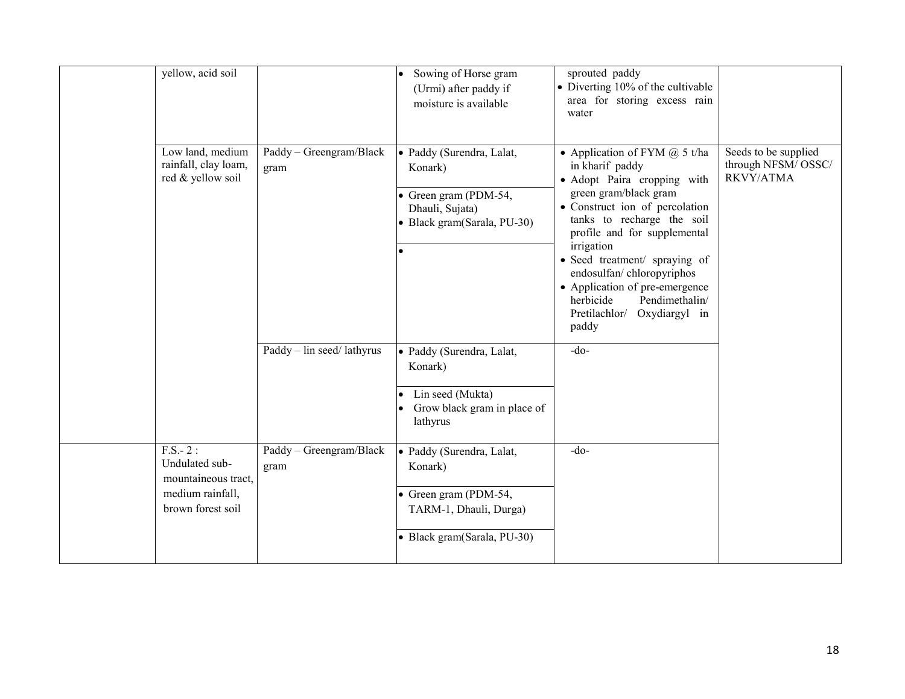|  |  |  |  |  |  |
|---|---|---|---|---|---|
|  | yellow, acid soil |  | • Sowing of Horse gram (Urmi) after paddy if moisture is available | sprouted paddy<br>• Diverting 10% of the cultivable area for storing excess rain water |  |
|  | Low land, medium rainfall, clay loam, red & yellow soil | Paddy – Greengram/Black gram | • Paddy (Surendra, Lalat, Konark)<br>• Green gram (PDM-54, Dhauli, Sujata)<br>• Black gram(Sarala, PU-30)<br>• | • Application of FYM @ 5 t/ha in kharif paddy<br>• Adopt Paira cropping with green gram/black gram<br>• Construct ion of percolation tanks to recharge the soil profile and for supplemental irrigation<br>• Seed treatment/ spraying of endosulfan/ chloropyriphos<br>• Application of pre-emergence herbicide Pendimethalin/ Pretilachlor/ Oxydiargyl in paddy | Seeds to be supplied through NFSM/ OSSC/ RKVY/ATMA |
|  |  | Paddy – lin seed/ lathyrus | • Paddy (Surendra, Lalat, Konark)<br>• Lin seed (Mukta)<br>• Grow black gram in place of lathyrus | -do- |  |
|  | F.S.- 2 : Undulated sub-mountaineous tract, medium rainfall, brown forest soil | Paddy – Greengram/Black gram | • Paddy (Surendra, Lalat, Konark)<br>• Green gram (PDM-54, TARM-1, Dhauli, Durga)<br>• Black gram(Sarala, PU-30) | -do- |  |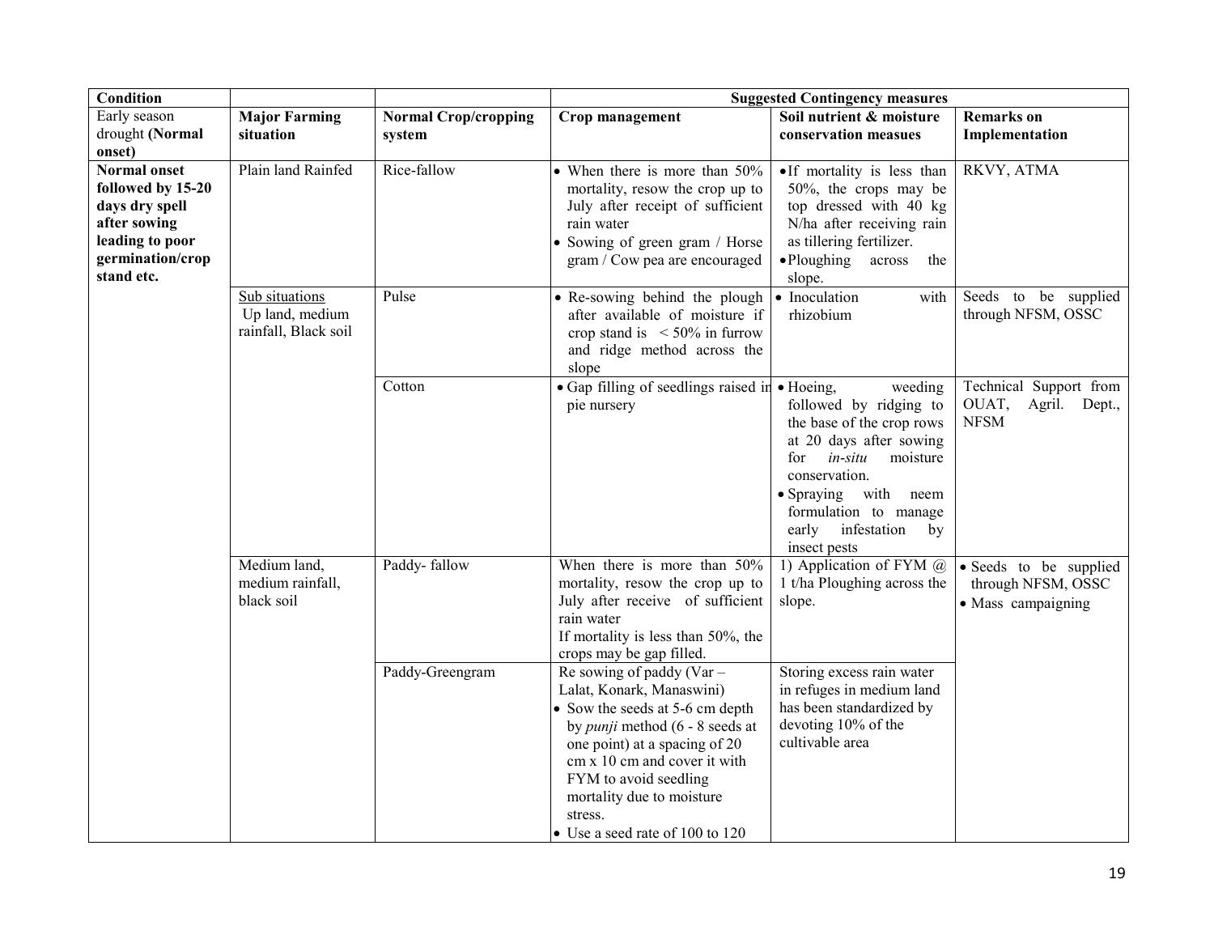| Condition | | | Suggested Contingency measures | | |
|---|---|---|---|---|---|
| Early season drought **(Normal onset)** | **Major Farming situation** | **Normal Crop/cropping system** | **Crop management** | **Soil nutrient & moisture conservation measues** | **Remarks on Implementation** |
| **Normal onset followed by 15-20 days dry spell after sowing leading to poor germination/crop stand etc.** | Plain land Rainfed | Rice-fallow | • When there is more than 50% mortality, resow the crop up to July after receipt of sufficient rain water<br>• Sowing of green gram / Horse gram / Cow pea are encouraged | • If mortality is less than 50%, the crops may be top dressed with 40 kg N/ha after receiving rain as tillering fertilizer.<br>• Ploughing across the slope. | RKVY, ATMA |
| | Sub situations<br>Up land, medium rainfall, Black soil | Pulse | • Re-sowing behind the plough after available of moisture if crop stand is < 50% in furrow and ridge method across the slope | • Inoculation with rhizobium | Seeds to be supplied through NFSM, OSSC |
| | | Cotton | • Gap filling of seedlings raised in pie nursery | • Hoeing, weeding followed by ridging to the base of the crop rows at 20 days after sowing for *in-situ* moisture conservation.<br>• Spraying with neem formulation to manage early infestation by insect pests | Technical Support from OUAT, Agril. Dept., NFSM |
| | Medium land, medium rainfall, black soil | Paddy- fallow | When there is more than 50% mortality, resow the crop up to July after receive of sufficient rain water<br>If mortality is less than 50%, the crops may be gap filled. | 1) Application of FYM @ 1 t/ha Ploughing across the slope. | • Seeds to be supplied through NFSM, OSSC<br>• Mass campaigning |
| | | Paddy-Greengram | Re sowing of paddy (Var – Lalat, Konark, Manaswini)<br>• Sow the seeds at 5-6 cm depth by *punji* method (6 - 8 seeds at one point) at a spacing of 20 cm x 10 cm and cover it with FYM to avoid seedling mortality due to moisture stress.<br>• Use a seed rate of 100 to 120 | Storing excess rain water in refuges in medium land has been standardized by devoting 10% of the cultivable area | |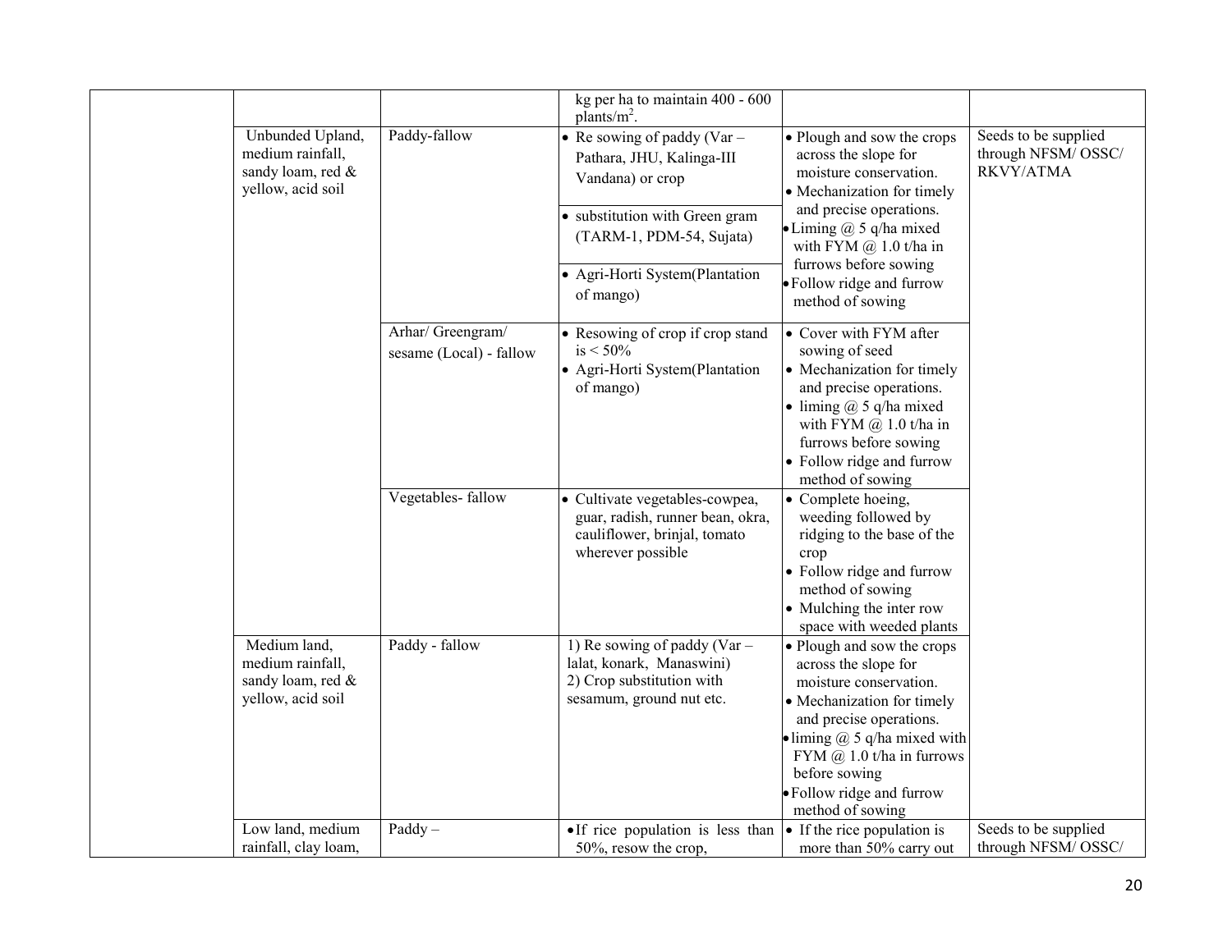| | | | | |
|---|---|---|---|---|
| | | kg per ha to maintain 400 - 600 plants/$m^2$. | | |
| Unbunded Upland, medium rainfall, sandy loam, red & yellow, acid soil | Paddy-fallow | • Re sowing of paddy (Var – Pathara, JHU, Kalinga-III Vandana) or crop<br>• substitution with Green gram (TARM-1, PDM-54, Sujata)<br>• Agri-Horti System(Plantation of mango) | • Plough and sow the crops across the slope for moisture conservation.<br>• Mechanization for timely and precise operations.<br>• Liming @ 5 q/ha mixed with FYM @ 1.0 t/ha in furrows before sowing<br>• Follow ridge and furrow method of sowing | Seeds to be supplied through NFSM/ OSSC/ RKVY/ATMA |
| | Arhar/ Greengram/ sesame (Local) - fallow | • Resowing of crop if crop stand is < 50%<br>• Agri-Horti System(Plantation of mango) | • Cover with FYM after sowing of seed<br>• Mechanization for timely and precise operations.<br>• liming @ 5 q/ha mixed with FYM @ 1.0 t/ha in furrows before sowing<br>• Follow ridge and furrow method of sowing | |
| | Vegetables- fallow | • Cultivate vegetables-cowpea, guar, radish, runner bean, okra, cauliflower, brinjal, tomato wherever possible | • Complete hoeing, weeding followed by ridging to the base of the crop<br>• Follow ridge and furrow method of sowing<br>• Mulching the inter row space with weeded plants | |
| Medium land, medium rainfall, sandy loam, red & yellow, acid soil | Paddy - fallow | 1) Re sowing of paddy (Var – lalat, konark, Manaswini)<br>2) Crop substitution with sesamum, ground nut etc. | • Plough and sow the crops across the slope for moisture conservation.<br>• Mechanization for timely and precise operations.<br>• liming @ 5 q/ha mixed with FYM @ 1.0 t/ha in furrows before sowing<br>• Follow ridge and furrow method of sowing | |
| Low land, medium rainfall, clay loam, | Paddy – | • If rice population is less than 50%, resow the crop, | • If the rice population is more than 50% carry out | Seeds to be supplied through NFSM/ OSSC/ |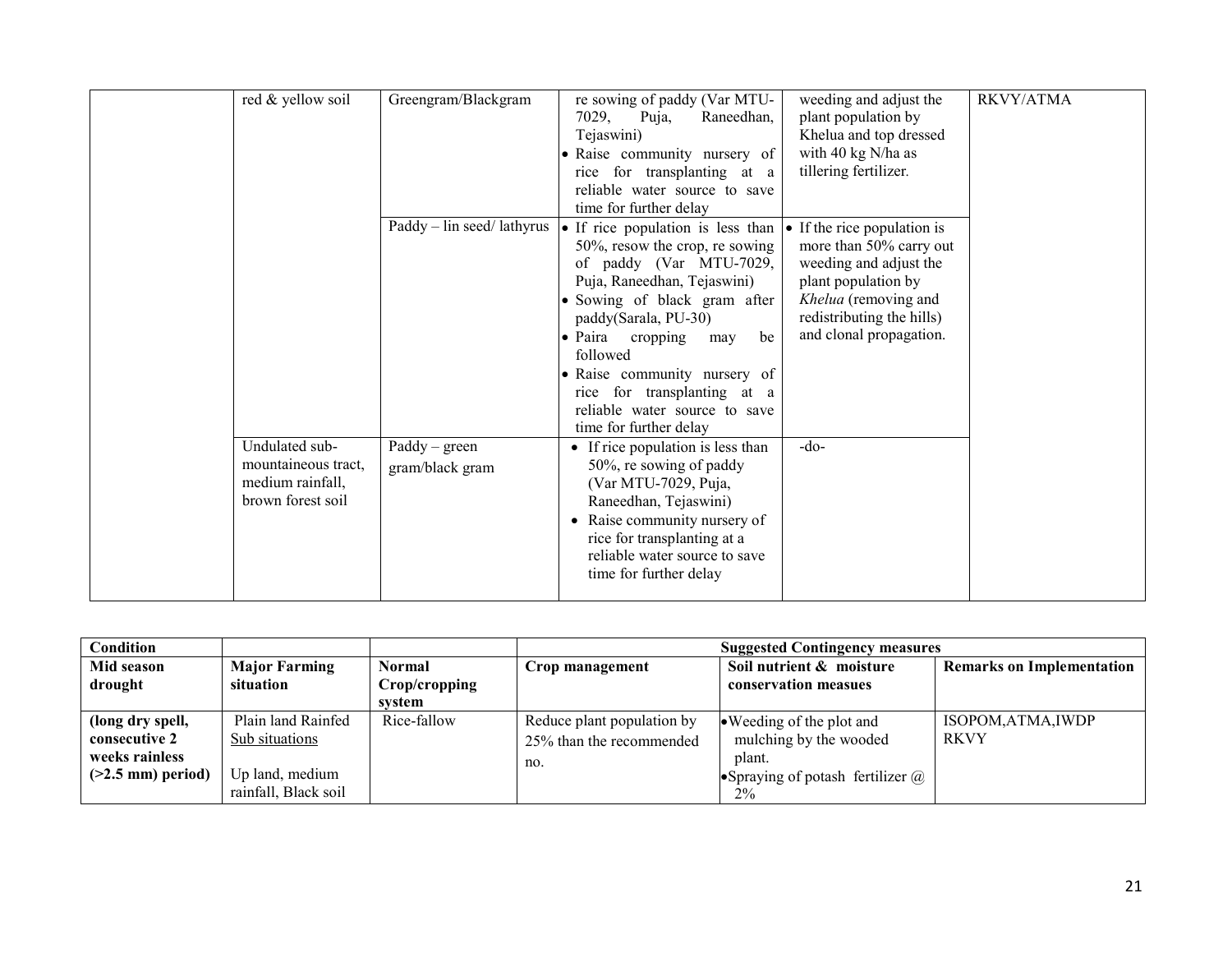| | | | | | |
|---|---|---|---|---|---|
| | red & yellow soil | Greengram/Blackgram | re sowing of paddy (Var MTU-7029, Puja, Raneedhan, Tejaswini)<br>• Raise community nursery of rice for transplanting at a reliable water source to save time for further delay | weeding and adjust the plant population by Khelua and top dressed with 40 kg N/ha as tillering fertilizer. | RKVY/ATMA |
| | | Paddy – lin seed/ lathyrus | • If rice population is less than 50%, resow the crop, re sowing of paddy (Var MTU-7029, Puja, Raneedhan, Tejaswini)<br>• Sowing of black gram after paddy(Sarala, PU-30)<br>• Paira cropping may be followed<br>• Raise community nursery of rice for transplanting at a reliable water source to save time for further delay | • If the rice population is more than 50% carry out weeding and adjust the plant population by *Khelua* (removing and redistributing the hills) and clonal propagation. | |
| | Undulated sub-mountaineous tract, medium rainfall, brown forest soil | Paddy – green gram/black gram | • If rice population is less than 50%, re sowing of paddy (Var MTU-7029, Puja, Raneedhan, Tejaswini)<br>• Raise community nursery of rice for transplanting at a reliable water source to save time for further delay | -do- | |

| **Condition** | | | **Suggested Contingency measures** | | |
|---|---|---|---|---|---|
| **Mid season drought** | **Major Farming situation** | **Normal Crop/cropping system** | **Crop management** | **Soil nutrient & moisture conservation measues** | **Remarks on Implementation** |
| **(long dry spell, consecutive 2 weeks rainless (>2.5 mm) period)** | Plain land Rainfed <u>Sub situations</u><br><br>Up land, medium rainfall, Black soil | Rice-fallow | Reduce plant population by 25% than the recommended no. | • Weeding of the plot and mulching by the wooded plant.<br>• Spraying of potash fertilizer @ 2% | ISOPOM,ATMA,IWDP RKVY |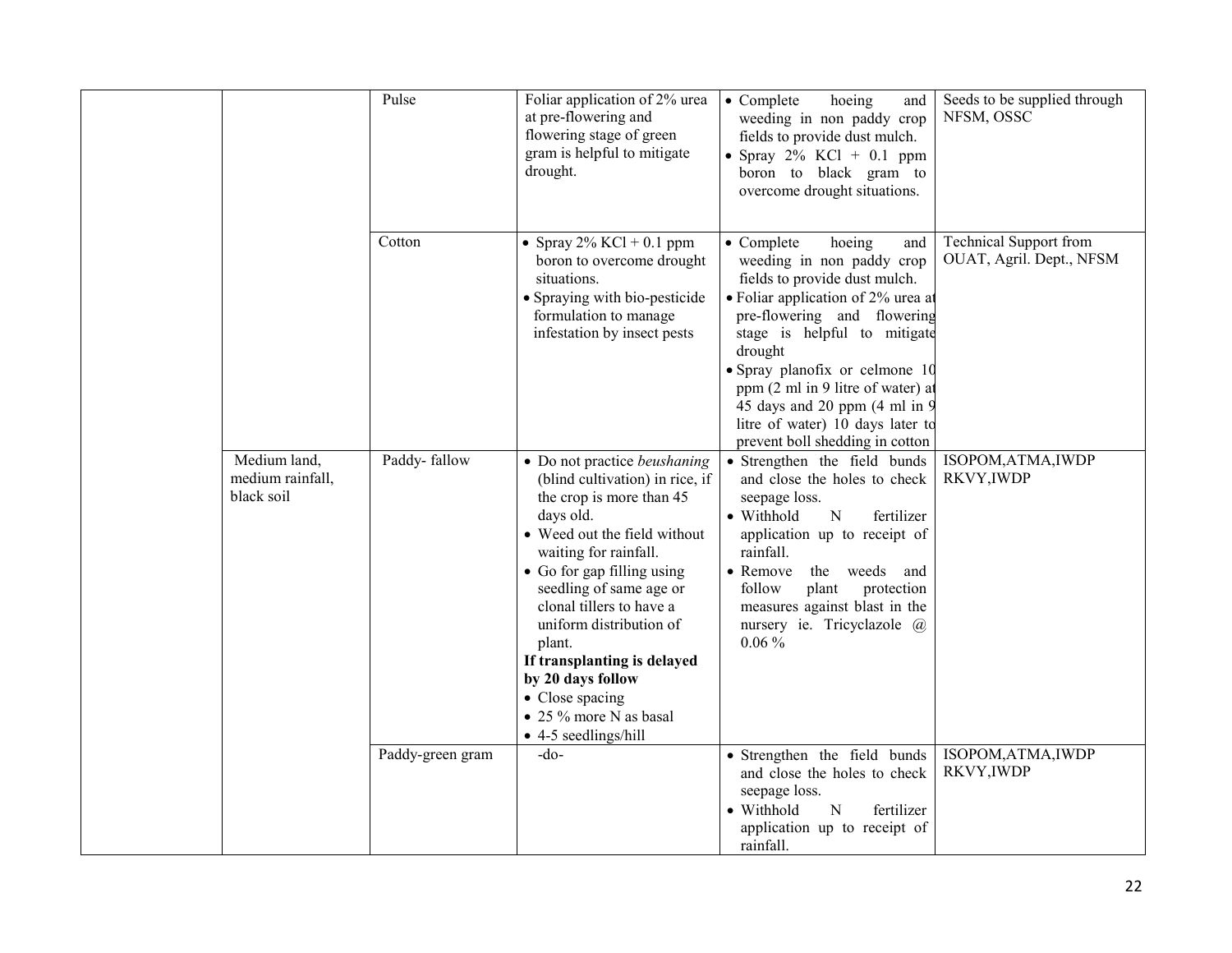| | | | | | |
|---|---|---|---|---|---|
| | | Pulse | Foliar application of 2% urea at pre-flowering and flowering stage of green gram is helpful to mitigate drought. | • Complete hoeing and weeding in non paddy crop fields to provide dust mulch.<br>• Spray 2% KCl + 0.1 ppm boron to black gram to overcome drought situations. | Seeds to be supplied through NFSM, OSSC |
| | | Cotton | • Spray 2% KCl + 0.1 ppm boron to overcome drought situations.<br>• Spraying with bio-pesticide formulation to manage infestation by insect pests | • Complete hoeing and weeding in non paddy crop fields to provide dust mulch.<br>• Foliar application of 2% urea at pre-flowering and flowering stage is helpful to mitigate drought<br>• Spray planofix or celmone 10 ppm (2 ml in 9 litre of water) at 45 days and 20 ppm (4 ml in 9 litre of water) 10 days later to prevent boll shedding in cotton | Technical Support from OUAT, Agril. Dept., NFSM |
| | Medium land, medium rainfall, black soil | Paddy- fallow | • Do not practice *beushaning* (blind cultivation) in rice, if the crop is more than 45 days old.<br>• Weed out the field without waiting for rainfall.<br>• Go for gap filling using seedling of same age or clonal tillers to have a uniform distribution of plant.<br>**If transplanting is delayed by 20 days follow**<br>• Close spacing<br>• 25 % more N as basal<br>• 4-5 seedlings/hill | • Strengthen the field bunds and close the holes to check seepage loss.<br>• Withhold N fertilizer application up to receipt of rainfall.<br>• Remove the weeds and follow plant protection measures against blast in the nursery ie. Tricyclazole @ 0.06 % | ISOPOM,ATMA,IWDP RKVY,IWDP |
| | | Paddy-green gram | -do- | • Strengthen the field bunds and close the holes to check seepage loss.<br>• Withhold N fertilizer application up to receipt of rainfall. | ISOPOM,ATMA,IWDP RKVY,IWDP |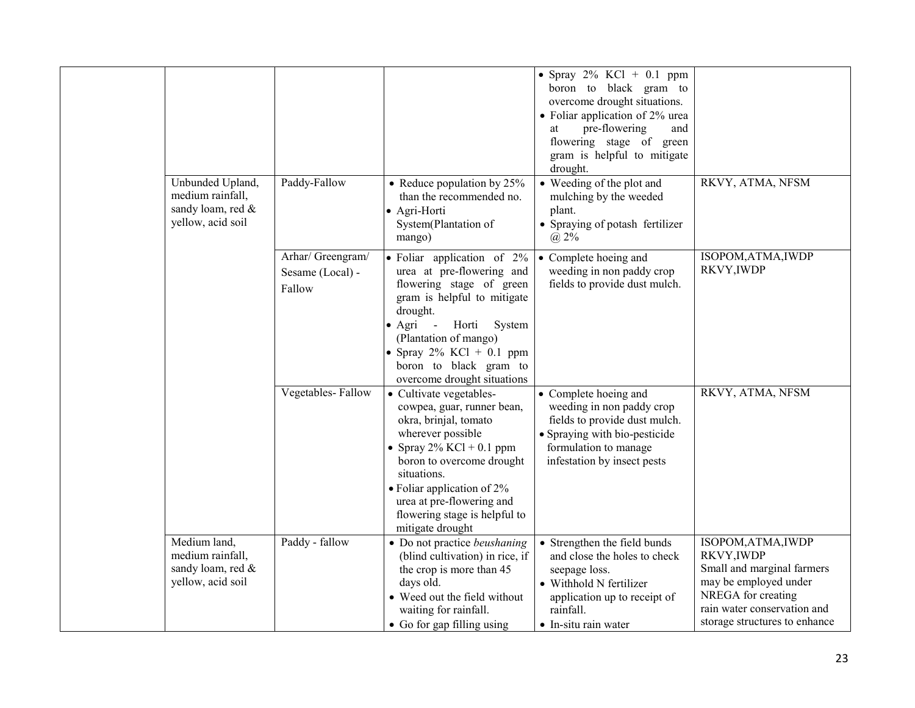| | | | | |
|---|---|---|---|---|
| | | | • Spray 2% KCl + 0.1 ppm boron to black gram to overcome drought situations.<br>• Foliar application of 2% urea at pre-flowering and flowering stage of green gram is helpful to mitigate drought. | |
| | Unbunded Upland, medium rainfall, sandy loam, red & yellow, acid soil | Paddy-Fallow | • Reduce population by 25% than the recommended no.<br>• Agri-Horti System(Plantation of mango) | • Weeding of the plot and mulching by the weeded plant.<br>• Spraying of potash fertilizer @ 2% | RKVY, ATMA, NFSM |
| | | Arhar/ Greengram/ Sesame (Local) - Fallow | • Foliar application of 2% urea at pre-flowering and flowering stage of green gram is helpful to mitigate drought.<br>• Agri - Horti System (Plantation of mango)<br>• Spray 2% KCl + 0.1 ppm boron to black gram to overcome drought situations | • Complete hoeing and weeding in non paddy crop fields to provide dust mulch. | ISOPOM,ATMA,IWDP RKVY,IWDP |
| | | Vegetables- Fallow | • Cultivate vegetables- cowpea, guar, runner bean, okra, brinjal, tomato wherever possible<br>• Spray 2% KCl + 0.1 ppm boron to overcome drought situations.<br>• Foliar application of 2% urea at pre-flowering and flowering stage is helpful to mitigate drought | • Complete hoeing and weeding in non paddy crop fields to provide dust mulch.<br>• Spraying with bio-pesticide formulation to manage infestation by insect pests | RKVY, ATMA, NFSM |
| | Medium land, medium rainfall, sandy loam, red & yellow, acid soil | Paddy - fallow | • Do not practice *beushaning* (blind cultivation) in rice, if the crop is more than 45 days old.<br>• Weed out the field without waiting for rainfall.<br>• Go for gap filling using | • Strengthen the field bunds and close the holes to check seepage loss.<br>• Withhold N fertilizer application up to receipt of rainfall.<br>• In-situ rain water | ISOPOM,ATMA,IWDP RKVY,IWDP<br>Small and marginal farmers may be employed under NREGA for creating rain water conservation and storage structures to enhance |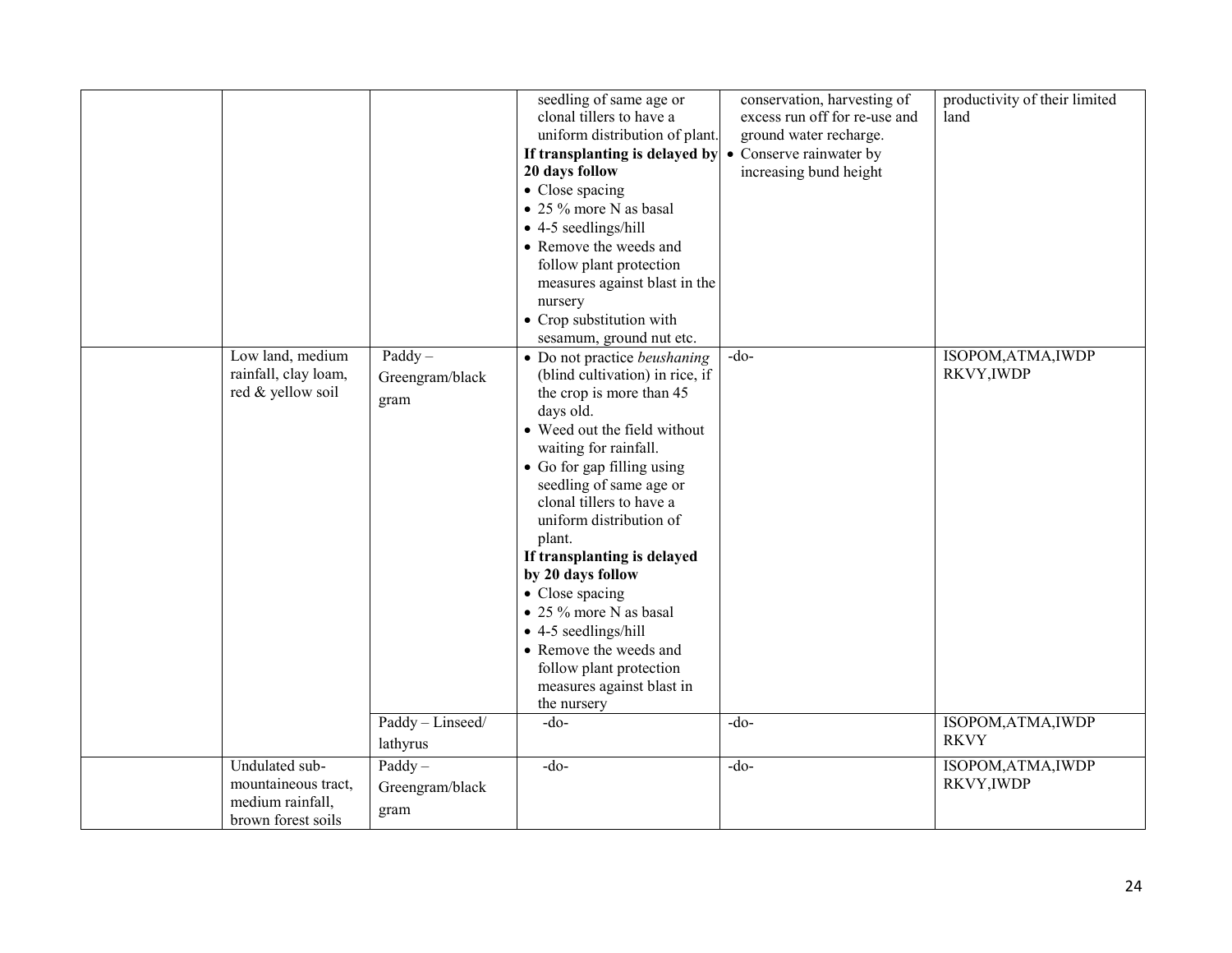| | | | | | |
|---|---|---|---|---|---|
| | | | seedling of same age or clonal tillers to have a uniform distribution of plant.<br>**If transplanting is delayed by 20 days follow**<br>• Close spacing<br>• 25 % more N as basal<br>• 4-5 seedlings/hill<br>• Remove the weeds and follow plant protection measures against blast in the nursery<br>• Crop substitution with sesamum, ground nut etc. | conservation, harvesting of excess run off for re-use and ground water recharge.<br>• Conserve rainwater by increasing bund height | productivity of their limited land |
| | Low land, medium rainfall, clay loam, red & yellow soil | Paddy – Greengram/black gram | • Do not practice *beushaning* (blind cultivation) in rice, if the crop is more than 45 days old.<br>• Weed out the field without waiting for rainfall.<br>• Go for gap filling using seedling of same age or clonal tillers to have a uniform distribution of plant.<br>**If transplanting is delayed by 20 days follow**<br>• Close spacing<br>• 25 % more N as basal<br>• 4-5 seedlings/hill<br>• Remove the weeds and follow plant protection measures against blast in the nursery | -do- | ISOPOM,ATMA,IWDP RKVY,IWDP |
| | | Paddy – Linseed/ lathyrus | -do- | -do- | ISOPOM,ATMA,IWDP RKVY |
| | Undulated sub-mountaineous tract, medium rainfall, brown forest soils | Paddy – Greengram/black gram | -do- | -do- | ISOPOM,ATMA,IWDP RKVY,IWDP |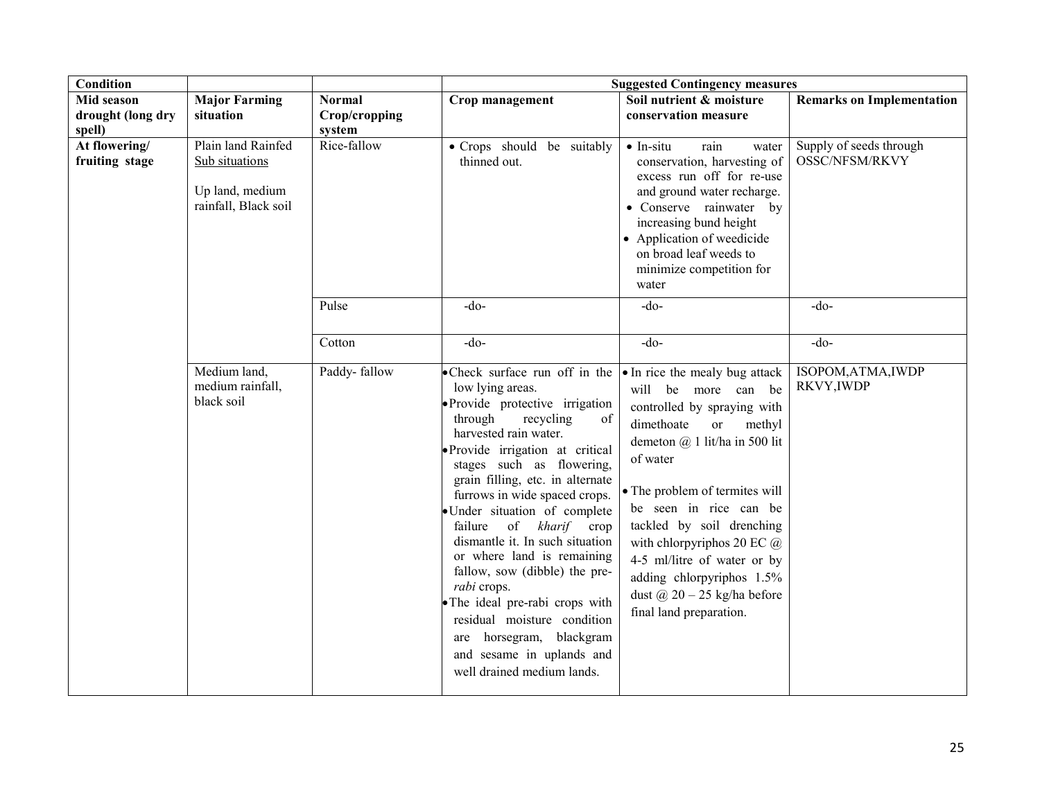| Condition | | | Suggested Contingency measures | | |
|---|---|---|---|---|---|
| **Mid season drought (long dry spell)** | **Major Farming situation** | **Normal Crop/cropping system** | **Crop management** | **Soil nutrient & moisture conservation measure** | **Remarks on Implementation** |
| **At flowering/ fruiting stage** | Plain land Rainfed Sub situations<br><br>Up land, medium rainfall, Black soil | Rice-fallow | • Crops should be suitably thinned out. | • In-situ rain water conservation, harvesting of excess run off for re-use and ground water recharge.<br>• Conserve rainwater by increasing bund height<br>• Application of weedicide on broad leaf weeds to minimize competition for water | Supply of seeds through OSSC/NFSM/RKVY |
| | | Pulse | -do- | -do- | -do- |
| | | Cotton | -do- | -do- | -do- |
| | Medium land, medium rainfall, black soil | Paddy- fallow | • Check surface run off in the low lying areas.<br>• Provide protective irrigation through recycling of harvested rain water.<br>• Provide irrigation at critical stages such as flowering, grain filling, etc. in alternate furrows in wide spaced crops.<br>• Under situation of complete failure of *kharif* crop dismantle it. In such situation or where land is remaining fallow, sow (dibble) the pre-*rabi* crops.<br>• The ideal pre-rabi crops with residual moisture condition are horsegram, blackgram and sesame in uplands and well drained medium lands. | • In rice the mealy bug attack will be more can be controlled by spraying with dimethoate or methyl demeton @ 1 lit/ha in 500 lit of water<br><br>• The problem of termites will be seen in rice can be tackled by soil drenching with chlorpyriphos 20 EC @ 4-5 ml/litre of water or by adding chlorpyriphos 1.5% dust @ 20 – 25 kg/ha before final land preparation. | ISOPOM,ATMA,IWDP RKVY,IWDP |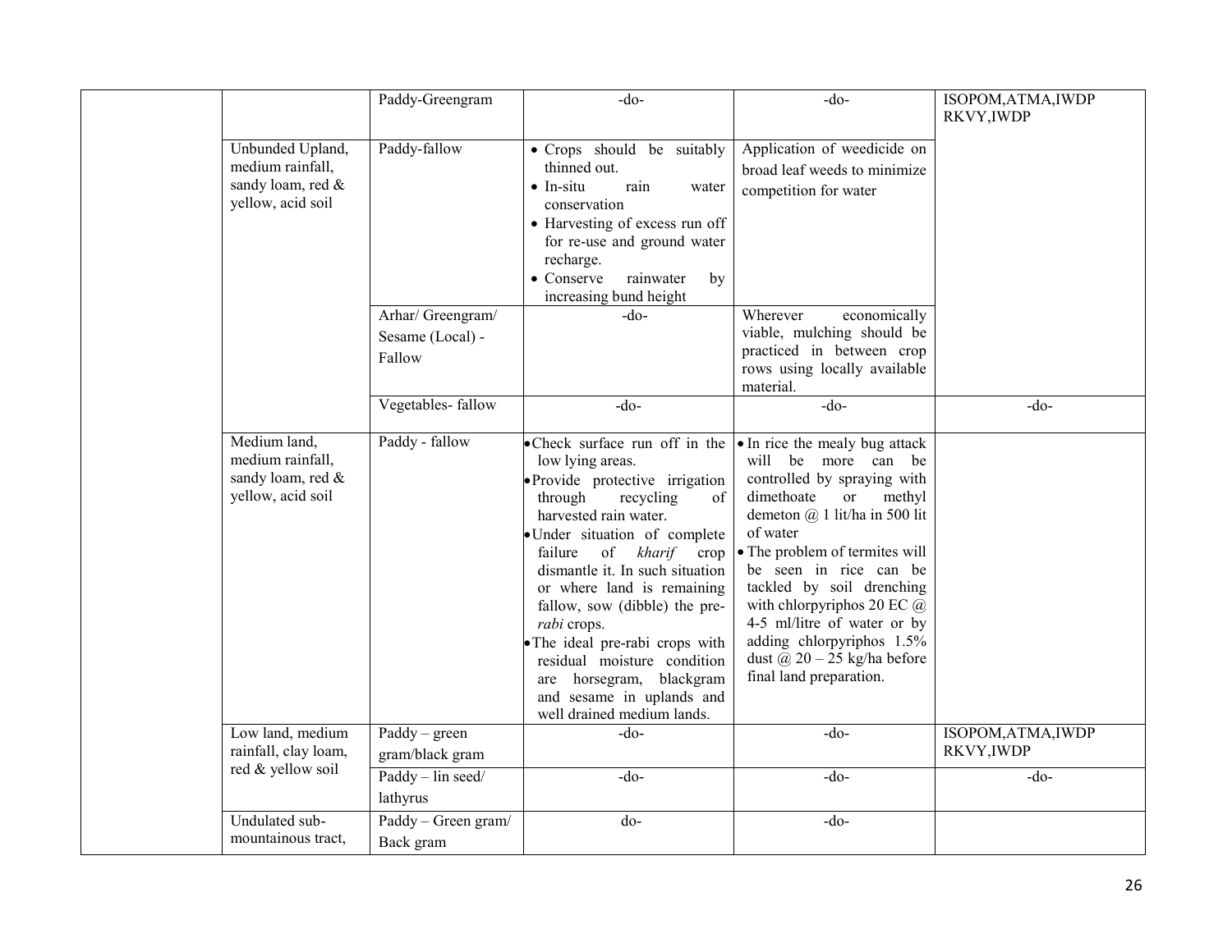|  |  |  |  |  |  |
|---|---|---|---|---|---|
|  |  | Paddy-Greengram | -do- | -do- | ISOPOM,ATMA,IWDP RKVY,IWDP |
|  | Unbunded Upland, medium rainfall, sandy loam, red & yellow, acid soil | Paddy-fallow | • Crops should be suitably thinned out.<br>• In-situ rain water conservation<br>• Harvesting of excess run off for re-use and ground water recharge.<br>• Conserve rainwater by increasing bund height | Application of weedicide on broad leaf weeds to minimize competition for water |  |
|  |  | Arhar/ Greengram/ Sesame (Local) - Fallow | -do- | Wherever economically viable, mulching should be practiced in between crop rows using locally available material. |  |
|  |  | Vegetables- fallow | -do- | -do- | -do- |
|  | Medium land, medium rainfall, sandy loam, red & yellow, acid soil | Paddy - fallow | • Check surface run off in the low lying areas.<br>• Provide protective irrigation through recycling of harvested rain water.<br>• Under situation of complete failure of *kharif* crop dismantle it. In such situation or where land is remaining fallow, sow (dibble) the pre-*rabi* crops.<br>• The ideal pre-rabi crops with residual moisture condition are horsegram, blackgram and sesame in uplands and well drained medium lands. | • In rice the mealy bug attack will be more can be controlled by spraying with dimethoate or methyl demeton @ 1 lit/ha in 500 lit of water<br>• The problem of termites will be seen in rice can be tackled by soil drenching with chlorpyriphos 20 EC @ 4-5 ml/litre of water or by adding chlorpyriphos 1.5% dust @ 20 – 25 kg/ha before final land preparation. |  |
|  | Low land, medium rainfall, clay loam, red & yellow soil | Paddy – green gram/black gram | -do- | -do- | ISOPOM,ATMA,IWDP RKVY,IWDP |
|  |  | Paddy – lin seed/ lathyrus | -do- | -do- | -do- |
|  | Undulated sub-mountainous tract, | Paddy – Green gram/ Back gram | do- | -do- |  |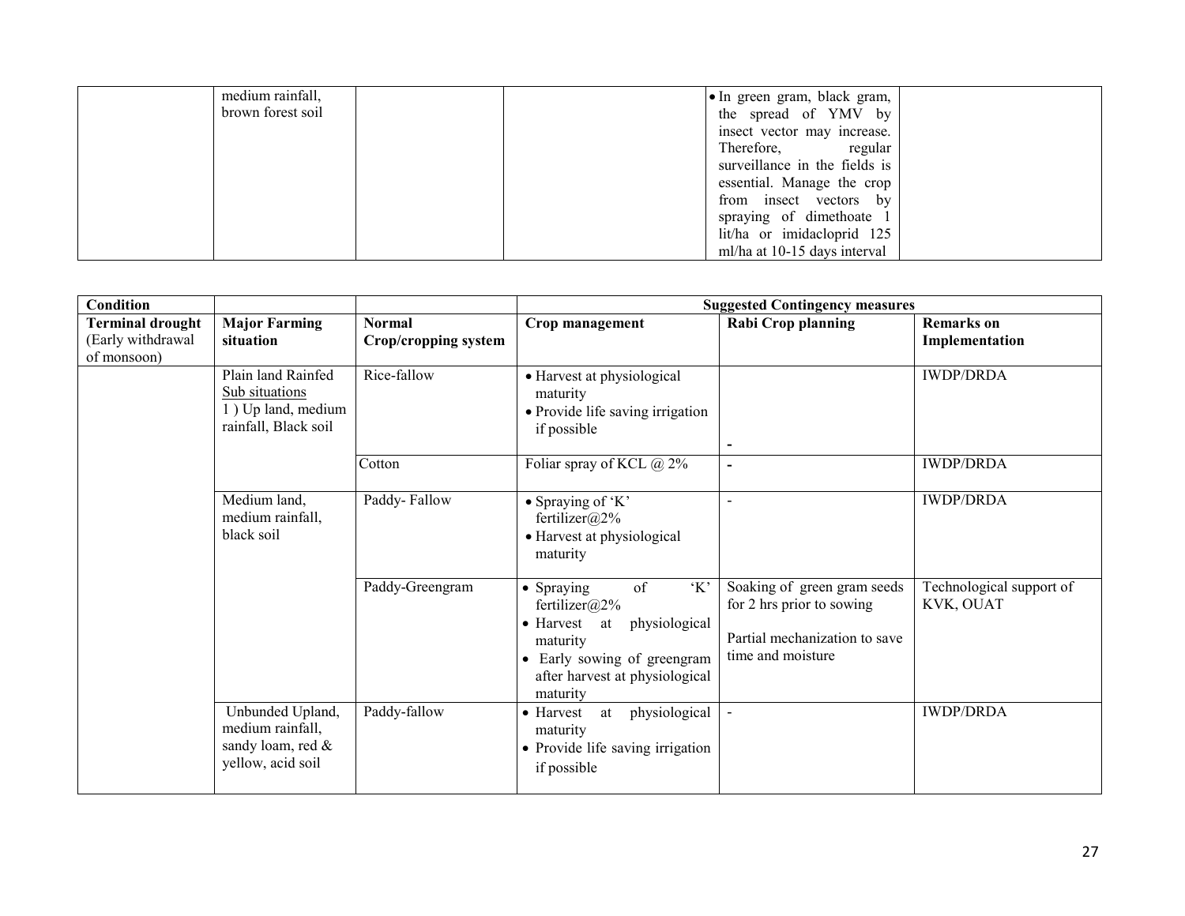| | medium rainfall, brown forest soil | | | • In green gram, black gram, the spread of YMV by insect vector may increase. Therefore, regular surveillance in the fields is essential. Manage the crop from insect vectors by spraying of dimethoate 1 lit/ha or imidacloprid 125 ml/ha at 10-15 days interval | |
|---|---|---|---|---|---|

| Condition | | | Suggested Contingency measures | | |
|---|---|---|---|---|---|
| **Terminal drought** (Early withdrawal of monsoon) | **Major Farming situation** | **Normal Crop/cropping system** | **Crop management** | **Rabi Crop planning** | **Remarks on Implementation** |
| | Plain land Rainfed Sub situations 1 ) Up land, medium rainfall, Black soil | Rice-fallow | • Harvest at physiological maturity<br>• Provide life saving irrigation if possible | - | IWDP/DRDA |
| | | Cotton | Foliar spray of KCL @ 2% | - | IWDP/DRDA |
| | Medium land, medium rainfall, black soil | Paddy- Fallow | • Spraying of 'K' fertilizer@2%<br>• Harvest at physiological maturity | - | IWDP/DRDA |
| | | Paddy-Greengram | • Spraying of 'K' fertilizer@2%<br>• Harvest at physiological maturity<br>• Early sowing of greengram after harvest at physiological maturity | Soaking of green gram seeds for 2 hrs prior to sowing<br><br>Partial mechanization to save time and moisture | Technological support of KVK, OUAT |
| | Unbunded Upland, medium rainfall, sandy loam, red & yellow, acid soil | Paddy-fallow | • Harvest at physiological maturity<br>• Provide life saving irrigation if possible | - | IWDP/DRDA |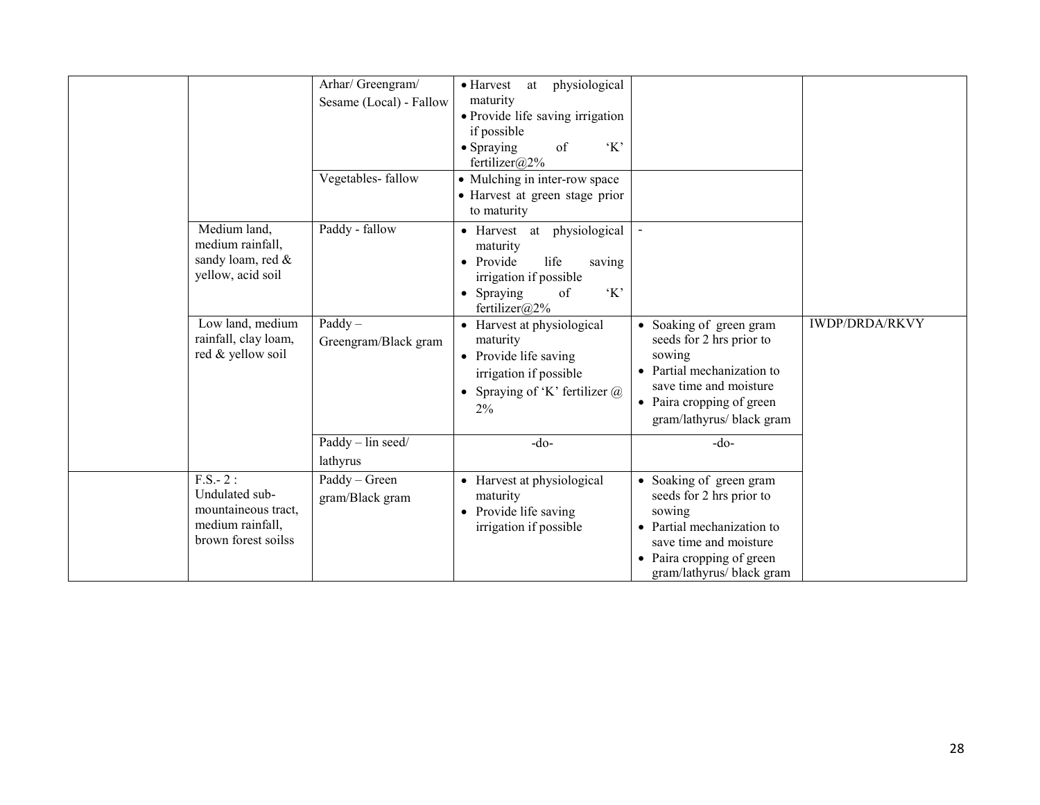| | | | | | |
|---|---|---|---|---|---|
| | | Arhar/ Greengram/ Sesame (Local) - Fallow | • Harvest at physiological maturity<br>• Provide life saving irrigation if possible<br>• Spraying of 'K' fertilizer@2% | | |
| | | Vegetables- fallow | • Mulching in inter-row space<br>• Harvest at green stage prior to maturity | | |
| | Medium land, medium rainfall, sandy loam, red & yellow, acid soil | Paddy - fallow | • Harvest at physiological maturity<br>• Provide life saving irrigation if possible<br>• Spraying of 'K' fertilizer@2% | - | |
| | Low land, medium rainfall, clay loam, red & yellow soil | Paddy – Greengram/Black gram | • Harvest at physiological maturity<br>• Provide life saving irrigation if possible<br>• Spraying of 'K' fertilizer @ 2% | • Soaking of green gram seeds for 2 hrs prior to sowing<br>• Partial mechanization to save time and moisture<br>• Paira cropping of green gram/lathyrus/ black gram | IWDP/DRDA/RKVY |
| | | Paddy – lin seed/ lathyrus | -do- | -do- | |
| | F.S.- 2 : Undulated sub-mountaineous tract, medium rainfall, brown forest soilss | Paddy – Green gram/Black gram | • Harvest at physiological maturity<br>• Provide life saving irrigation if possible | • Soaking of green gram seeds for 2 hrs prior to sowing<br>• Partial mechanization to save time and moisture<br>• Paira cropping of green gram/lathyrus/ black gram | |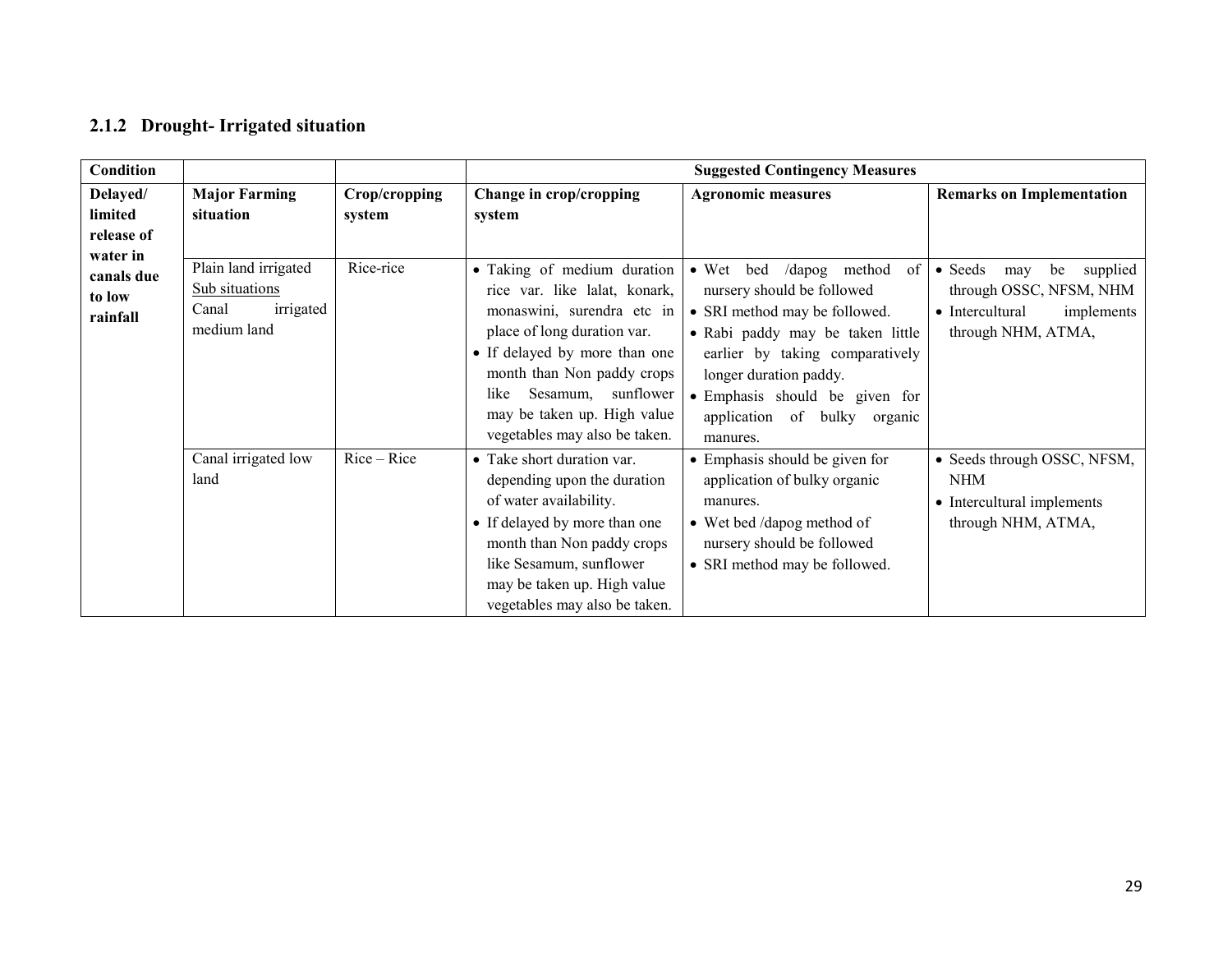### 2.1.2 Drought- Irrigated situation

| Condition | | | Suggested Contingency Measures | | |
|---|---|---|---|---|---|
| **Delayed/ limited release of water in canals due to low rainfall** | **Major Farming situation** | **Crop/cropping system** | **Change in crop/cropping system** | **Agronomic measures** | **Remarks on Implementation** |
| | Plain land irrigated <u>Sub situations</u> Canal irrigated medium land | Rice-rice | • Taking of medium duration rice var. like lalat, konark, monaswini, surendra etc in place of long duration var.<br>• If delayed by more than one month than Non paddy crops like Sesamum, sunflower may be taken up. High value vegetables may also be taken. | • Wet bed /dapog method of nursery should be followed<br>• SRI method may be followed.<br>• Rabi paddy may be taken little earlier by taking comparatively longer duration paddy.<br>• Emphasis should be given for application of bulky organic manures. | • Seeds may be supplied through OSSC, NFSM, NHM<br>• Intercultural implements through NHM, ATMA, |
| | Canal irrigated low land | Rice – Rice | • Take short duration var. depending upon the duration of water availability.<br>• If delayed by more than one month than Non paddy crops like Sesamum, sunflower may be taken up. High value vegetables may also be taken. | • Emphasis should be given for application of bulky organic manures.<br>• Wet bed /dapog method of nursery should be followed<br>• SRI method may be followed. | • Seeds through OSSC, NFSM, NHM<br>• Intercultural implements through NHM, ATMA, |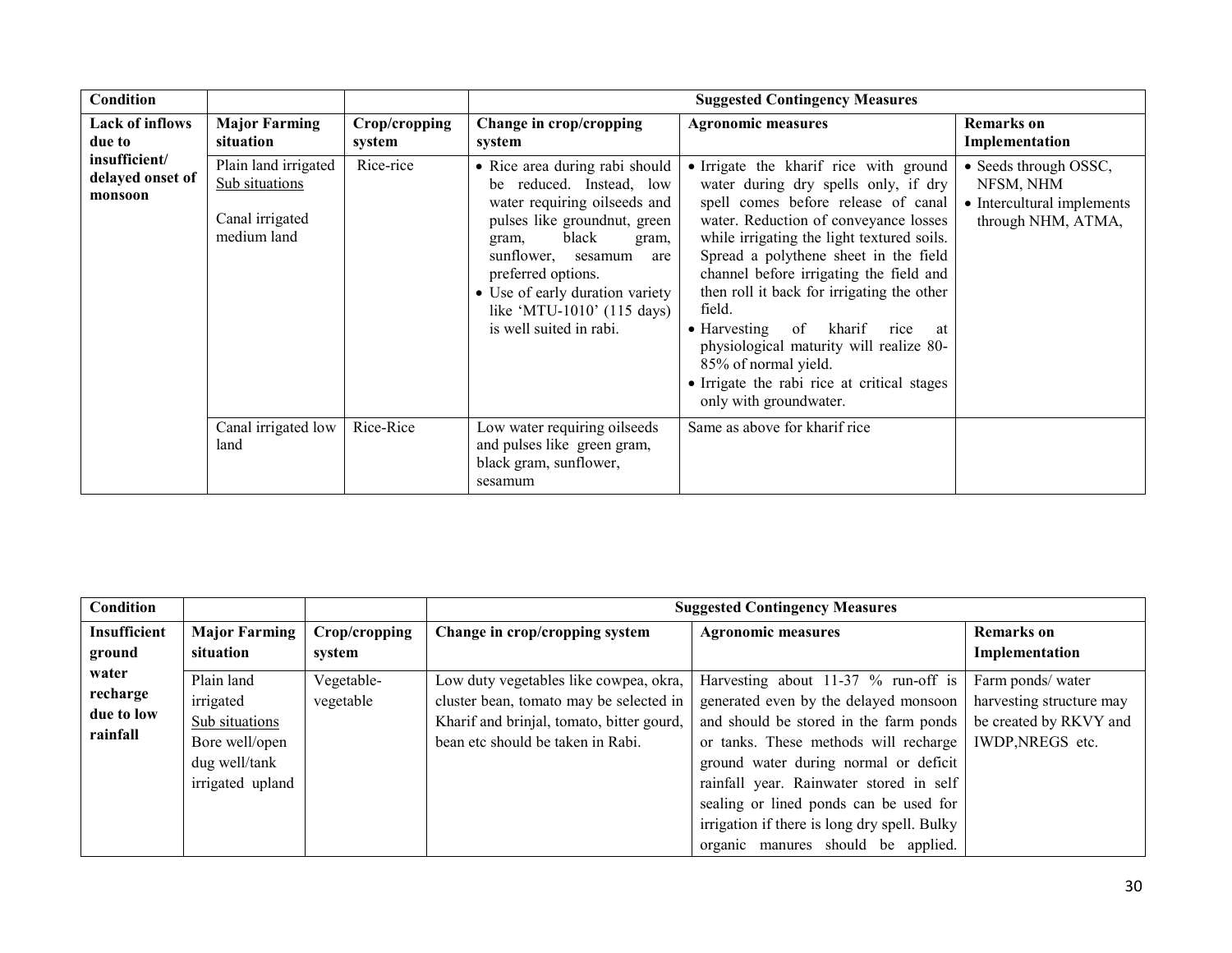| Condition | | | Suggested Contingency Measures | | |
|---|---|---|---|---|---|
| **Lack of inflows due to insufficient/ delayed onset of monsoon** | **Major Farming situation** | **Crop/cropping system** | **Change in crop/cropping system** | **Agronomic measures** | **Remarks on Implementation** |
| | Plain land irrigated<br>Sub situations<br><br>Canal irrigated medium land | Rice-rice | • Rice area during rabi should be reduced. Instead, low water requiring oilseeds and pulses like groundnut, green gram, black gram, sunflower, sesamum are preferred options.<br>• Use of early duration variety like 'MTU-1010' (115 days) is well suited in rabi. | • Irrigate the kharif rice with ground water during dry spells only, if dry spell comes before release of canal water. Reduction of conveyance losses while irrigating the light textured soils. Spread a polythene sheet in the field channel before irrigating the field and then roll it back for irrigating the other field.<br>• Harvesting of kharif rice at physiological maturity will realize 80-85% of normal yield.<br>• Irrigate the rabi rice at critical stages only with groundwater. | • Seeds through OSSC, NFSM, NHM<br>• Intercultural implements through NHM, ATMA, |
| | Canal irrigated low land | Rice-Rice | Low water requiring oilseeds and pulses like green gram, black gram, sunflower, sesamum | Same as above for kharif rice | |

| Condition | | | Suggested Contingency Measures | | |
|---|---|---|---|---|---|
| **Insufficient ground water recharge due to low rainfall** | **Major Farming situation** | **Crop/cropping system** | **Change in crop/cropping system** | **Agronomic measures** | **Remarks on Implementation** |
| | Plain land irrigated<br>Sub situations<br>Bore well/open dug well/tank irrigated upland | Vegetable-vegetable | Low duty vegetables like cowpea, okra, cluster bean, tomato may be selected in Kharif and brinjal, tomato, bitter gourd, bean etc should be taken in Rabi. | Harvesting about 11-37 % run-off is generated even by the delayed monsoon and should be stored in the farm ponds or tanks. These methods will recharge ground water during normal or deficit rainfall year. Rainwater stored in self sealing or lined ponds can be used for irrigation if there is long dry spell. Bulky organic manures should be applied. | Farm ponds/ water harvesting structure may be created by RKVY and IWDP,NREGS etc. |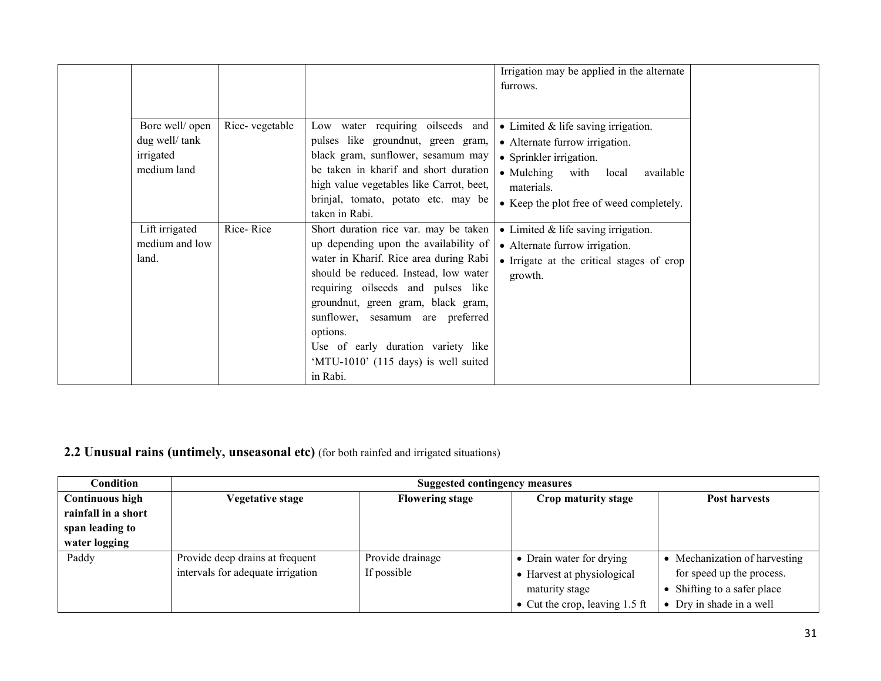| | | | | Irrigation may be applied in the alternate furrows. | |
|---|---|---|---|---|---|
| | Bore well/ open dug well/ tank irrigated medium land | Rice- vegetable | Low water requiring oilseeds and pulses like groundnut, green gram, black gram, sunflower, sesamum may be taken in kharif and short duration high value vegetables like Carrot, beet, brinjal, tomato, potato etc. may be taken in Rabi. | • Limited & life saving irrigation.<br>• Alternate furrow irrigation.<br>• Sprinkler irrigation.<br>• Mulching with local available materials.<br>• Keep the plot free of weed completely. | |
| | Lift irrigated medium and low land. | Rice- Rice | Short duration rice var. may be taken up depending upon the availability of water in Kharif. Rice area during Rabi should be reduced. Instead, low water requiring oilseeds and pulses like groundnut, green gram, black gram, sunflower, sesamum are preferred options.<br>Use of early duration variety like 'MTU-1010' (115 days) is well suited in Rabi. | • Limited & life saving irrigation.<br>• Alternate furrow irrigation.<br>• Irrigate at the critical stages of crop growth. | |

## 2.2 Unusual rains (untimely, unseasonal etc) (for both rainfed and irrigated situations)

| Condition | Suggested contingency measures | | | |
|---|---|---|---|---|
| **Continuous high rainfall in a short span leading to water logging** | **Vegetative stage** | **Flowering stage** | **Crop maturity stage** | **Post harvests** |
| Paddy | Provide deep drains at frequent intervals for adequate irrigation | Provide drainage If possible | • Drain water for drying<br>• Harvest at physiological maturity stage<br>• Cut the crop, leaving 1.5 ft | • Mechanization of harvesting for speed up the process.<br>• Shifting to a safer place<br>• Dry in shade in a well |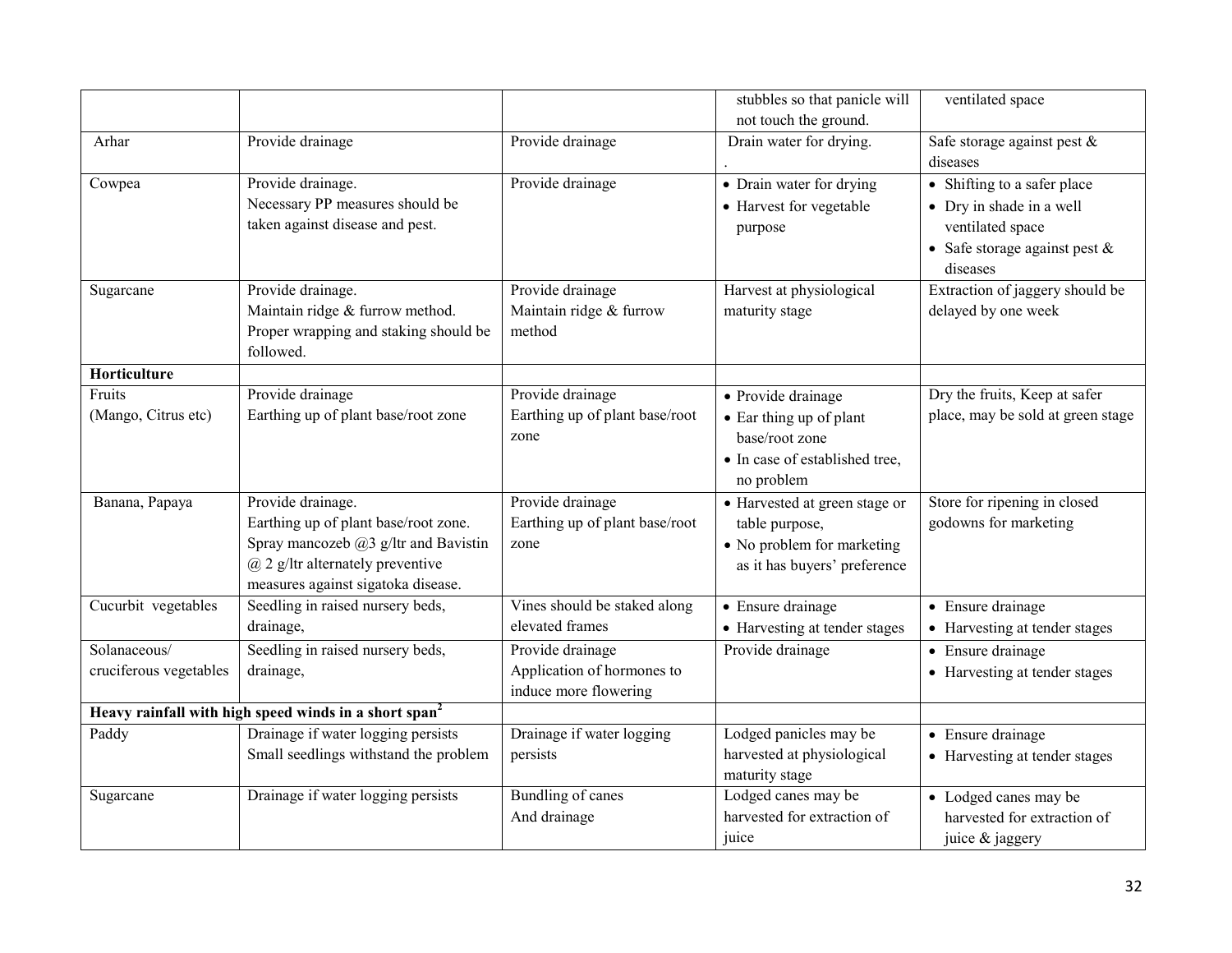| | | | stubbles so that panicle will not touch the ground. | ventilated space |
|---|---|---|---|---|
| Arhar | Provide drainage | Provide drainage | Drain water for drying. . | Safe storage against pest & diseases |
| Cowpea | Provide drainage. Necessary PP measures should be taken against disease and pest. | Provide drainage | • Drain water for drying • Harvest for vegetable purpose | • Shifting to a safer place • Dry in shade in a well ventilated space • Safe storage against pest & diseases |
| Sugarcane | Provide drainage. Maintain ridge & furrow method. Proper wrapping and staking should be followed. | Provide drainage Maintain ridge & furrow method | Harvest at physiological maturity stage | Extraction of jaggery should be delayed by one week |
| **Horticulture** | | | | |
| Fruits (Mango, Citrus etc) | Provide drainage Earthing up of plant base/root zone | Provide drainage Earthing up of plant base/root zone | • Provide drainage • Ear thing up of plant base/root zone • In case of established tree, no problem | Dry the fruits, Keep at safer place, may be sold at green stage |
| Banana, Papaya | Provide drainage. Earthing up of plant base/root zone. Spray mancozeb @3 g/ltr and Bavistin @ 2 g/ltr alternately preventive measures against sigatoka disease. | Provide drainage Earthing up of plant base/root zone | • Harvested at green stage or table purpose, • No problem for marketing as it has buyers' preference | Store for ripening in closed godowns for marketing |
| Cucurbit vegetables | Seedling in raised nursery beds, drainage, | Vines should be staked along elevated frames | • Ensure drainage • Harvesting at tender stages | • Ensure drainage • Harvesting at tender stages |
| Solanaceous/ cruciferous vegetables | Seedling in raised nursery beds, drainage, | Provide drainage Application of hormones to induce more flowering | Provide drainage | • Ensure drainage • Harvesting at tender stages |
| **Heavy rainfall with high speed winds in a short span[2]** | | | | |
| Paddy | Drainage if water logging persists Small seedlings withstand the problem | Drainage if water logging persists | Lodged panicles may be harvested at physiological maturity stage | • Ensure drainage • Harvesting at tender stages |
| Sugarcane | Drainage if water logging persists | Bundling of canes And drainage | Lodged canes may be harvested for extraction of juice | • Lodged canes may be harvested for extraction of juice & jaggery |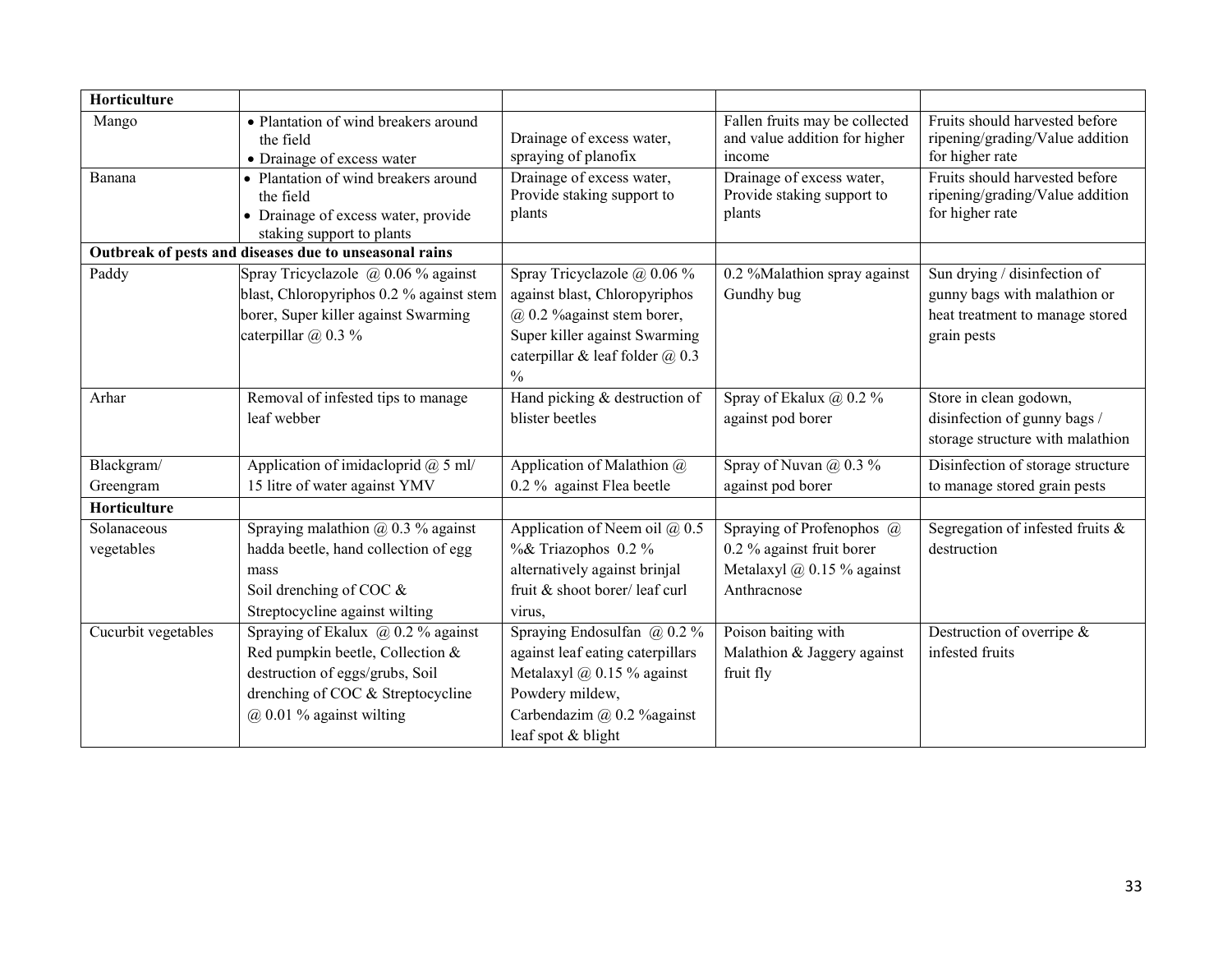| | | | | |
|---|---|---|---|---|
| **Horticulture** | | | | |
| Mango | • Plantation of wind breakers around the field<br>• Drainage of excess water | Drainage of excess water, spraying of planofix | Fallen fruits may be collected and value addition for higher income | Fruits should harvested before ripening/grading/Value addition for higher rate |
| Banana | • Plantation of wind breakers around the field<br>• Drainage of excess water, provide staking support to plants | Drainage of excess water, Provide staking support to plants | Drainage of excess water, Provide staking support to plants | Fruits should harvested before ripening/grading/Value addition for higher rate |
| **Outbreak of pests and diseases due to unseasonal rains** | | | | |
| Paddy | Spray Tricyclazole @ 0.06 % against blast, Chloropyriphos 0.2 % against stem borer, Super killer against Swarming caterpillar @ 0.3 % | Spray Tricyclazole @ 0.06 % against blast, Chloropyriphos @ 0.2 %against stem borer, Super killer against Swarming caterpillar & leaf folder @ 0.3 % | 0.2 %Malathion spray against Gundhy bug | Sun drying / disinfection of gunny bags with malathion or heat treatment to manage stored grain pests |
| Arhar | Removal of infested tips to manage leaf webber | Hand picking & destruction of blister beetles | Spray of Ekalux @ 0.2 % against pod borer | Store in clean godown, disinfection of gunny bags / storage structure with malathion |
| Blackgram/ Greengram | Application of imidacloprid @ 5 ml/ 15 litre of water against YMV | Application of Malathion @ 0.2 % against Flea beetle | Spray of Nuvan @ 0.3 % against pod borer | Disinfection of storage structure to manage stored grain pests |
| **Horticulture** | | | | |
| Solanaceous vegetables | Spraying malathion @ 0.3 % against hadda beetle, hand collection of egg mass<br>Soil drenching of COC & Streptocycline against wilting | Application of Neem oil @ 0.5 %& Triazophos 0.2 % alternatively against brinjal fruit & shoot borer/ leaf curl virus, | Spraying of Profenophos @ 0.2 % against fruit borer Metalaxyl @ 0.15 % against Anthracnose | Segregation of infested fruits & destruction |
| Cucurbit vegetables | Spraying of Ekalux @ 0.2 % against Red pumpkin beetle, Collection & destruction of eggs/grubs, Soil drenching of COC & Streptocycline @ 0.01 % against wilting | Spraying Endosulfan @ 0.2 % against leaf eating caterpillars Metalaxyl @ 0.15 % against Powdery mildew, Carbendazim @ 0.2 %against leaf spot & blight | Poison baiting with Malathion & Jaggery against fruit fly | Destruction of overripe & infested fruits |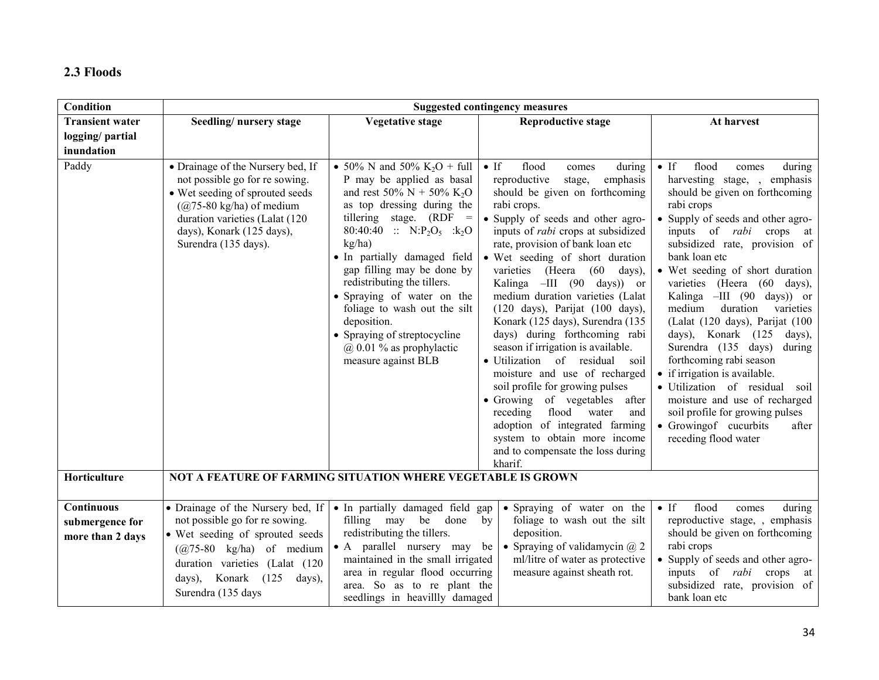## 2.3 Floods

| Condition | Suggested contingency measures | | | |
|---|---|---|---|---|
| **Transient water logging/ partial inundation** | **Seedling/ nursery stage** | **Vegetative stage** | **Reproductive stage** | **At harvest** |
| Paddy | • Drainage of the Nursery bed, If not possible go for re sowing.<br>• Wet seeding of sprouted seeds (@75-80 kg/ha) of medium duration varieties (Lalat (120 days), Konark (125 days), Surendra (135 days). | • 50% N and 50% $K_2O$ + full P may be applied as basal and rest 50% N + 50% $K_2O$ as top dressing during the tillering stage. (RDF = 80:40:40 :: N:$P_2O_5$ :$k_2O$ kg/ha)<br>• In partially damaged field gap filling may be done by redistributing the tillers.<br>• Spraying of water on the foliage to wash out the silt deposition.<br>• Spraying of streptocycline @ 0.01 % as prophylactic measure against BLB | • If flood comes during reproductive stage, emphasis should be given on forthcoming rabi crops.<br>• Supply of seeds and other agro-inputs of *rabi* crops at subsidized rate, provision of bank loan etc<br>• Wet seeding of short duration varieties (Heera (60 days), Kalinga –III (90 days)) or medium duration varieties (Lalat (120 days), Parijat (100 days), Konark (125 days), Surendra (135 days) during forthcoming rabi season if irrigation is available.<br>• Utilization of residual soil moisture and use of recharged soil profile for growing pulses<br>• Growing of vegetables after receding flood water and adoption of integrated farming system to obtain more income and to compensate the loss during kharif. | • If flood comes during harvesting stage, , emphasis should be given on forthcoming rabi crops<br>• Supply of seeds and other agro-inputs of *rabi* crops at subsidized rate, provision of bank loan etc<br>• Wet seeding of short duration varieties (Heera (60 days), Kalinga –III (90 days)) or medium duration varieties (Lalat (120 days), Parijat (100 days), Konark (125 days), Surendra (135 days) during forthcoming rabi season<br>• if irrigation is available.<br>• Utilization of residual soil moisture and use of recharged soil profile for growing pulses<br>• Growingof cucurbits after receding flood water |
| **Horticulture** | **NOT A FEATURE OF FARMING SITUATION WHERE VEGETABLE IS GROWN** | | | |
| **Continuous submergence for more than 2 days** | • Drainage of the Nursery bed, If not possible go for re sowing.<br>• Wet seeding of sprouted seeds (@75-80 kg/ha) of medium duration varieties (Lalat (120 days), Konark (125 days), Surendra (135 days | • In partially damaged field gap filling may be done by redistributing the tillers.<br>• A parallel nursery may be maintained in the small irrigated area in regular flood occurring area. So as to re plant the seedlings in heavillly damaged | • Spraying of water on the foliage to wash out the silt deposition.<br>• Spraying of validamycin @ 2 ml/litre of water as protective measure against sheath rot. | • If flood comes during reproductive stage, , emphasis should be given on forthcoming rabi crops<br>• Supply of seeds and other agro-inputs of *rabi* crops at subsidized rate, provision of bank loan etc |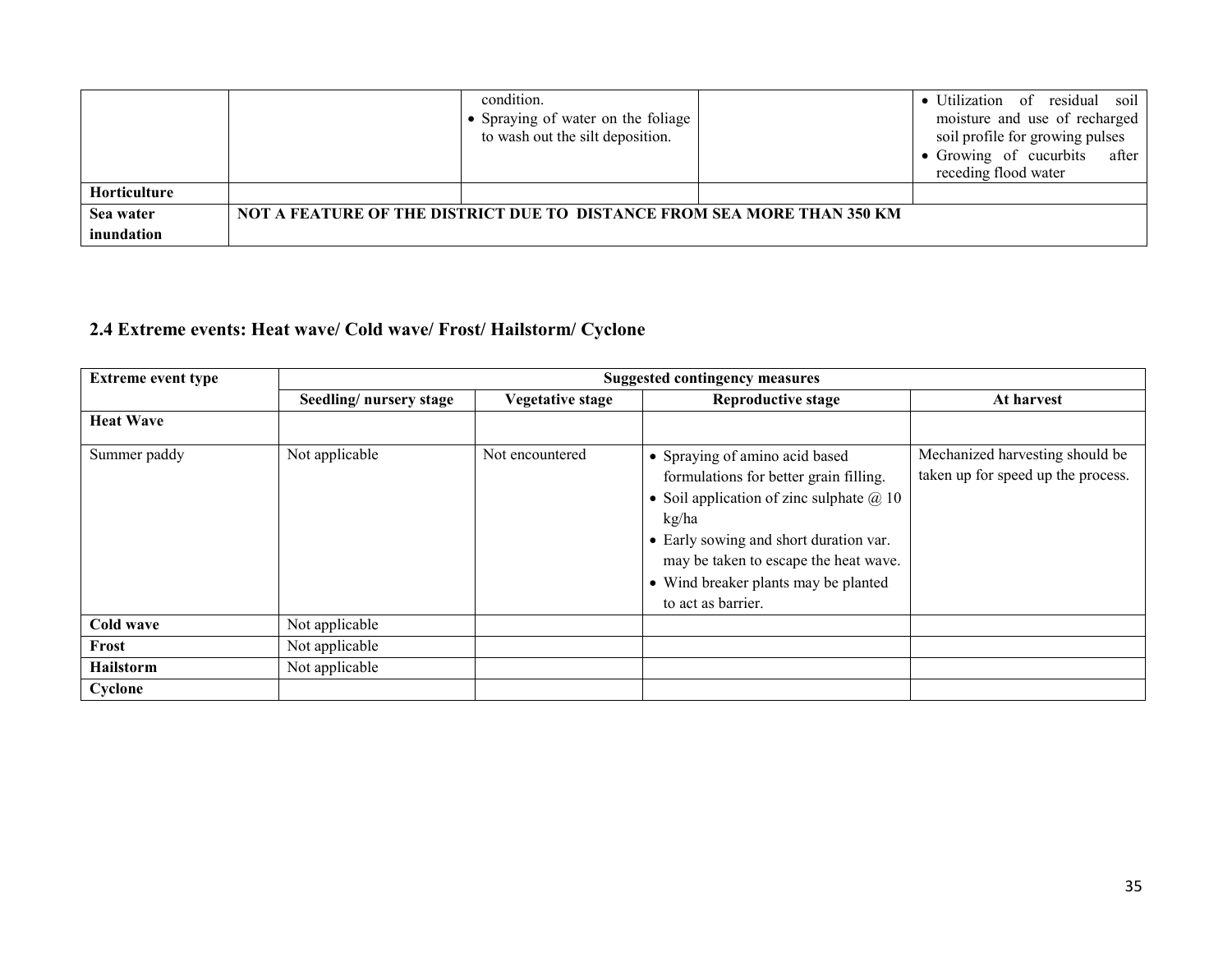|  |  | condition.<br>• Spraying of water on the foliage to wash out the silt deposition. |  | • Utilization of residual soil moisture and use of recharged soil profile for growing pulses<br>• Growing of cucurbits after receding flood water |
|---|---|---|---|---|
| **Horticulture** |  |  |  |  |
| **Sea water inundation** | **NOT A FEATURE OF THE DISTRICT DUE TO DISTANCE FROM SEA MORE THAN 350 KM** |  |  |  |

## 2.4 Extreme events: Heat wave/ Cold wave/ Frost/ Hailstorm/ Cyclone

| **Extreme event type** | **Suggested contingency measures** | | | |
|---|---|---|---|---|
|  | **Seedling/ nursery stage** | **Vegetative stage** | **Reproductive stage** | **At harvest** |
| **Heat Wave** |  |  |  |  |
| Summer paddy | Not applicable | Not encountered | • Spraying of amino acid based formulations for better grain filling.<br>• Soil application of zinc sulphate @ 10 kg/ha<br>• Early sowing and short duration var. may be taken to escape the heat wave.<br>• Wind breaker plants may be planted to act as barrier. | Mechanized harvesting should be taken up for speed up the process. |
| **Cold wave** | Not applicable |  |  |  |
| **Frost** | Not applicable |  |  |  |
| **Hailstorm** | Not applicable |  |  |  |
| **Cyclone** |  |  |  |  |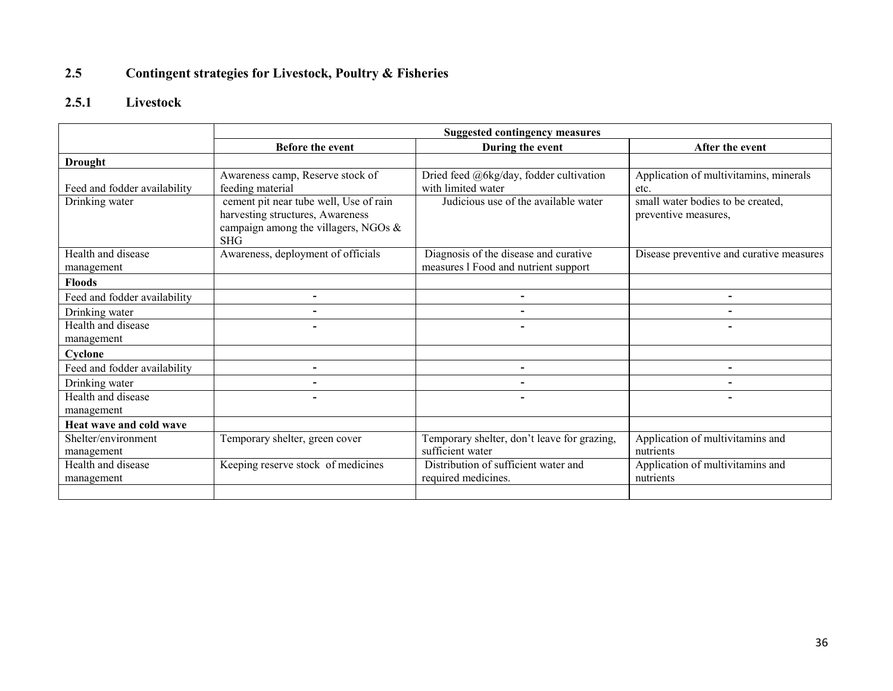## 2.5 Contingent strategies for Livestock, Poultry & Fisheries

### 2.5.1 Livestock

| | Suggested contingency measures | | |
|---|---|---|---|
| | **Before the event** | **During the event** | **After the event** |
| **Drought** | | | |
| Feed and fodder availability | Awareness camp, Reserve stock of feeding material | Dried feed @6kg/day, fodder cultivation with limited water | Application of multivitamins, minerals etc. |
| Drinking water | cement pit near tube well, Use of rain harvesting structures, Awareness campaign among the villagers, NGOs & SHG | Judicious use of the available water | small water bodies to be created, preventive measures, |
| Health and disease management | Awareness, deployment of officials | Diagnosis of the disease and curative measures l Food and nutrient support | Disease preventive and curative measures |
| **Floods** | | | |
| Feed and fodder availability | - | - | - |
| Drinking water | - | - | - |
| Health and disease management | - | - | - |
| **Cyclone** | | | |
| Feed and fodder availability | - | - | - |
| Drinking water | - | - | - |
| Health and disease management | - | - | - |
| **Heat wave and cold wave** | | | |
| Shelter/environment management | Temporary shelter, green cover | Temporary shelter, don't leave for grazing, sufficient water | Application of multivitamins and nutrients |
| Health and disease management | Keeping reserve stock of medicines | Distribution of sufficient water and required medicines. | Application of multivitamins and nutrients |
| | | | |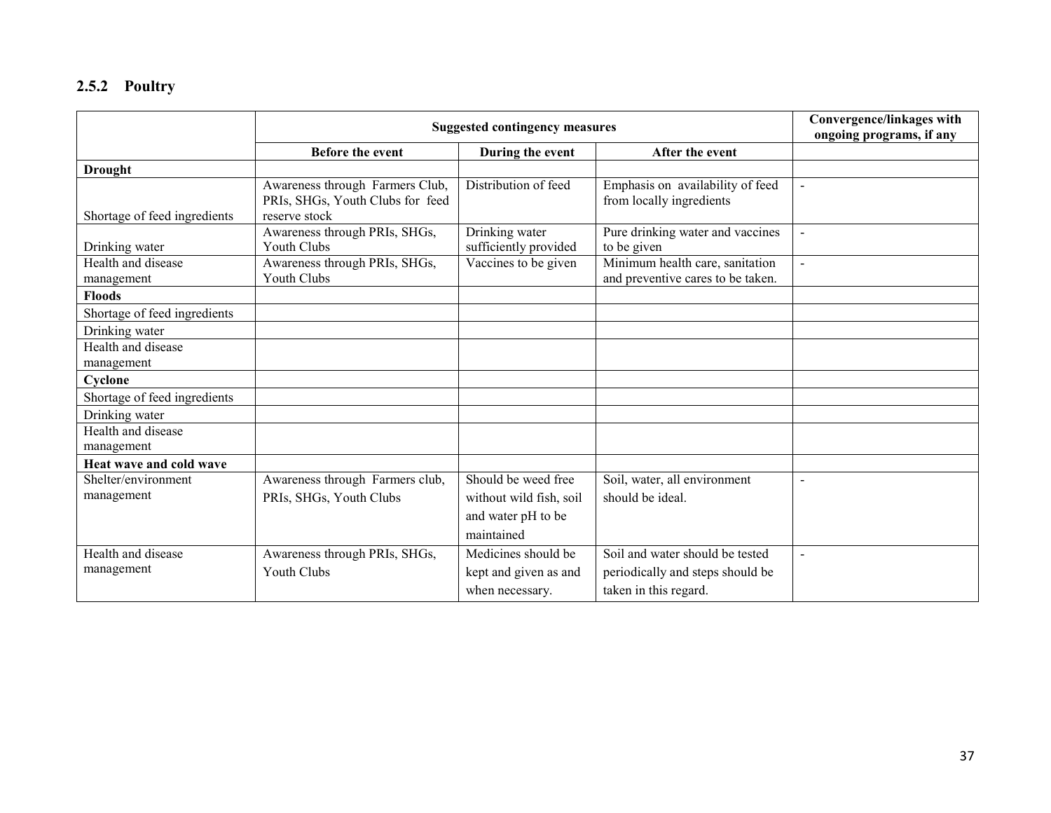### 2.5.2 Poultry

| | Suggested contingency measures | | | Convergence/linkages with ongoing programs, if any |
|---|---|---|---|---|
| | Before the event | During the event | After the event | |
| **Drought** | | | | |
| Shortage of feed ingredients | Awareness through Farmers Club, PRIs, SHGs, Youth Clubs for feed reserve stock | Distribution of feed | Emphasis on availability of feed from locally ingredients | - |
| Drinking water | Awareness through PRIs, SHGs, Youth Clubs | Drinking water sufficiently provided | Pure drinking water and vaccines to be given | - |
| Health and disease management | Awareness through PRIs, SHGs, Youth Clubs | Vaccines to be given | Minimum health care, sanitation and preventive cares to be taken. | - |
| **Floods** | | | | |
| Shortage of feed ingredients | | | | |
| Drinking water | | | | |
| Health and disease management | | | | |
| **Cyclone** | | | | |
| Shortage of feed ingredients | | | | |
| Drinking water | | | | |
| Health and disease management | | | | |
| **Heat wave and cold wave** | | | | |
| Shelter/environment management | Awareness through Farmers club, PRIs, SHGs, Youth Clubs | Should be weed free without wild fish, soil and water pH to be maintained | Soil, water, all environment should be ideal. | - |
| Health and disease management | Awareness through PRIs, SHGs, Youth Clubs | Medicines should be kept and given as and when necessary. | Soil and water should be tested periodically and steps should be taken in this regard. | - |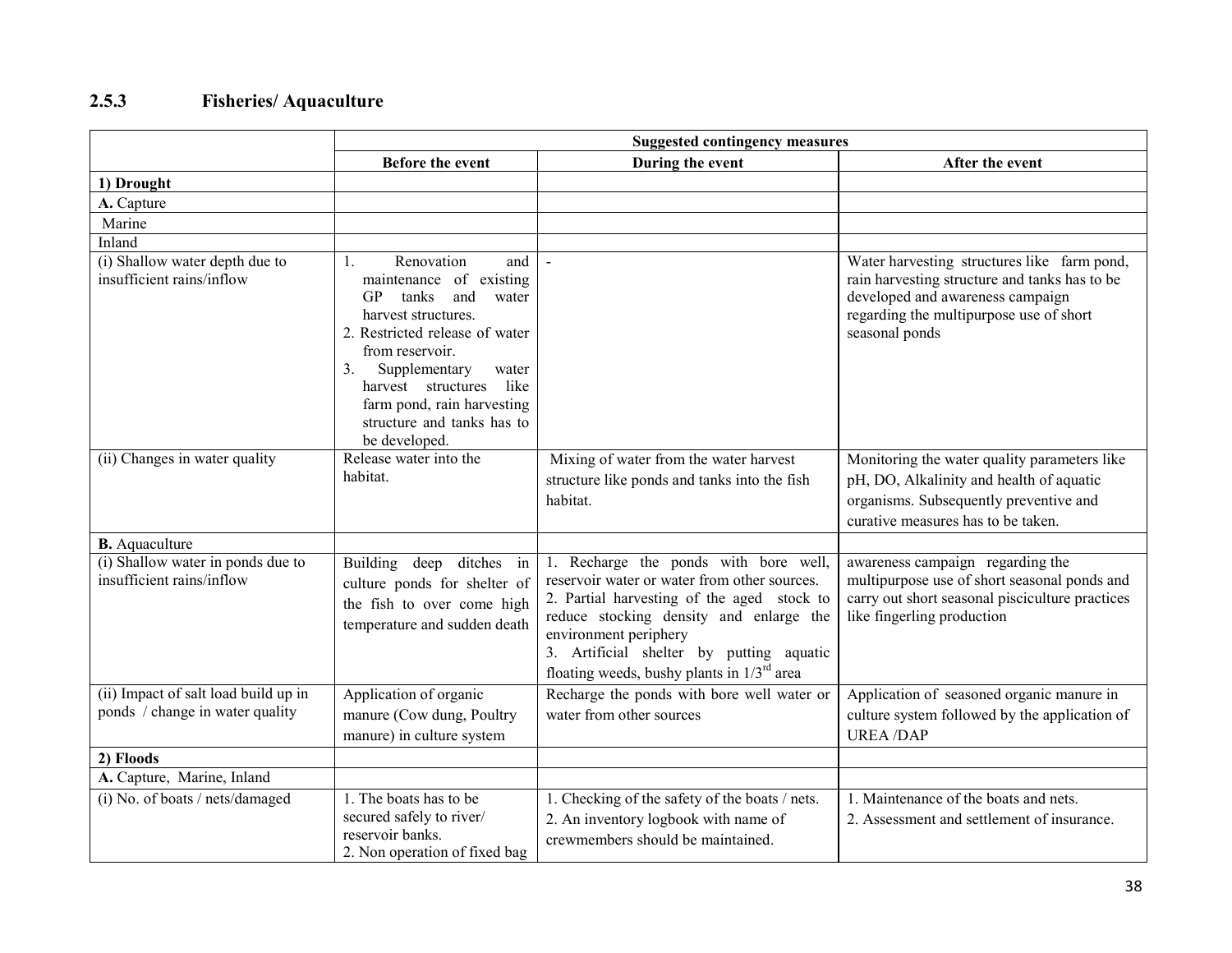### 2.5.3 Fisheries/ Aquaculture

| | Suggested contingency measures | | |
|---|---|---|---|
| | Before the event | During the event | After the event |
| **1) Drought** | | | |
| **A.** Capture | | | |
| Marine | | | |
| Inland | | | |
| (i) Shallow water depth due to insufficient rains/inflow | 1. Renovation and maintenance of existing GP tanks and water harvest structures.<br>2. Restricted release of water from reservoir.<br>3. Supplementary water harvest structures like farm pond, rain harvesting structure and tanks has to be developed. | - | Water harvesting structures like farm pond, rain harvesting structure and tanks has to be developed and awareness campaign regarding the multipurpose use of short seasonal ponds |
| (ii) Changes in water quality | Release water into the habitat. | Mixing of water from the water harvest structure like ponds and tanks into the fish habitat. | Monitoring the water quality parameters like pH, DO, Alkalinity and health of aquatic organisms. Subsequently preventive and curative measures has to be taken. |
| **B.** Aquaculture | | | |
| (i) Shallow water in ponds due to insufficient rains/inflow | Building deep ditches in culture ponds for shelter of the fish to over come high temperature and sudden death | 1. Recharge the ponds with bore well, reservoir water or water from other sources.<br>2. Partial harvesting of the aged stock to reduce stocking density and enlarge the environment periphery<br>3. Artificial shelter by putting aquatic floating weeds, bushy plants in 1/3rd area | awareness campaign regarding the multipurpose use of short seasonal ponds and carry out short seasonal pisciculture practices like fingerling production |
| (ii) Impact of salt load build up in ponds / change in water quality | Application of organic manure (Cow dung, Poultry manure) in culture system | Recharge the ponds with bore well water or water from other sources | Application of seasoned organic manure in culture system followed by the application of UREA /DAP |
| **2) Floods** | | | |
| **A.** Capture, Marine, Inland | | | |
| (i) No. of boats / nets/damaged | 1. The boats has to be secured safely to river/ reservoir banks.<br>2. Non operation of fixed bag | 1. Checking of the safety of the boats / nets.<br>2. An inventory logbook with name of crewmembers should be maintained. | 1. Maintenance of the boats and nets.<br>2. Assessment and settlement of insurance. |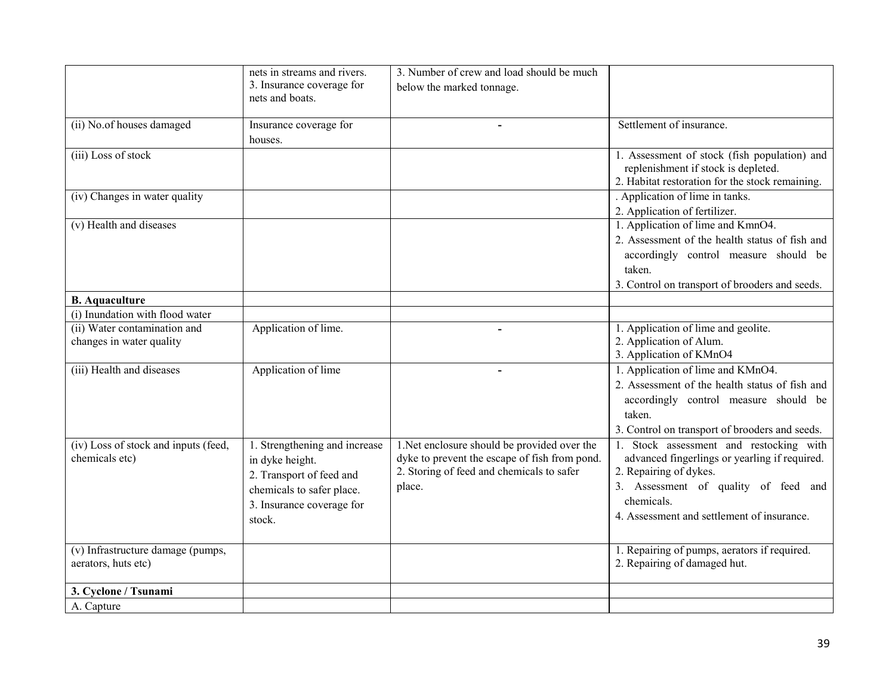| | | | |
|---|---|---|---|
| | nets in streams and rivers.<br>3. Insurance coverage for nets and boats. | 3. Number of crew and load should be much below the marked tonnage. | |
| (ii) No.of houses damaged | Insurance coverage for houses. | - | Settlement of insurance. |
| (iii) Loss of stock | | | 1. Assessment of stock (fish population) and replenishment if stock is depleted.<br>2. Habitat restoration for the stock remaining. |
| (iv) Changes in water quality | | | . Application of lime in tanks.<br>2. Application of fertilizer. |
| (v) Health and diseases | | | 1. Application of lime and KmnO4.<br>2. Assessment of the health status of fish and accordingly control measure should be taken.<br>3. Control on transport of brooders and seeds. |
| **B. Aquaculture** | | | |
| (i) Inundation with flood water | | | |
| (ii) Water contamination and changes in water quality | Application of lime. | - | 1. Application of lime and geolite.<br>2. Application of Alum.<br>3. Application of KMnO4 |
| (iii) Health and diseases | Application of lime | - | 1. Application of lime and KMnO4.<br>2. Assessment of the health status of fish and accordingly control measure should be taken.<br>3. Control on transport of brooders and seeds. |
| (iv) Loss of stock and inputs (feed, chemicals etc) | 1. Strengthening and increase in dyke height.<br>2. Transport of feed and chemicals to safer place.<br>3. Insurance coverage for stock. | 1.Net enclosure should be provided over the dyke to prevent the escape of fish from pond.<br>2. Storing of feed and chemicals to safer place. | 1. Stock assessment and restocking with advanced fingerlings or yearling if required.<br>2. Repairing of dykes.<br>3. Assessment of quality of feed and chemicals.<br>4. Assessment and settlement of insurance. |
| (v) Infrastructure damage (pumps, aerators, huts etc) | | | 1. Repairing of pumps, aerators if required.<br>2. Repairing of damaged hut. |
| **3. Cyclone / Tsunami** | | | |
| A. Capture | | | |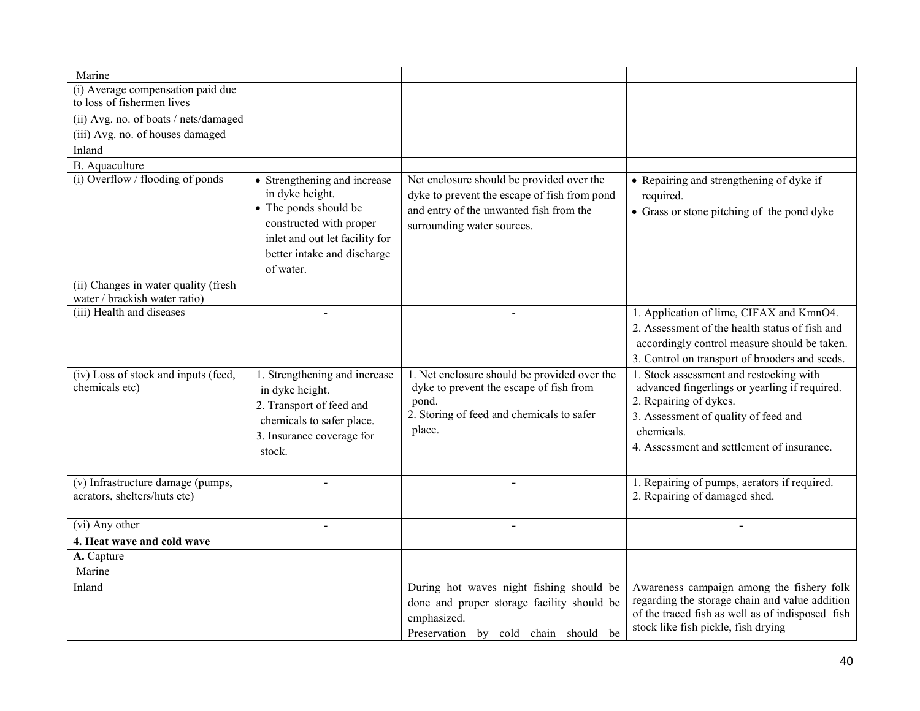| | | | |
|---|---|---|---|
| Marine | | | |
| (i) Average compensation paid due to loss of fishermen lives | | | |
| (ii) Avg. no. of boats / nets/damaged | | | |
| (iii) Avg. no. of houses damaged | | | |
| Inland | | | |
| B. Aquaculture | | | |
| (i) Overflow / flooding of ponds | • Strengthening and increase in dyke height.<br>• The ponds should be constructed with proper inlet and out let facility for better intake and discharge of water. | Net enclosure should be provided over the dyke to prevent the escape of fish from pond and entry of the unwanted fish from the surrounding water sources. | • Repairing and strengthening of dyke if required.<br>• Grass or stone pitching of the pond dyke |
| (ii) Changes in water quality (fresh water / brackish water ratio) | | | |
| (iii) Health and diseases | - | - | 1. Application of lime, CIFAX and $KmnO_4$.<br>2. Assessment of the health status of fish and accordingly control measure should be taken.<br>3. Control on transport of brooders and seeds. |
| (iv) Loss of stock and inputs (feed, chemicals etc) | 1. Strengthening and increase in dyke height.<br>2. Transport of feed and chemicals to safer place.<br>3. Insurance coverage for stock. | 1. Net enclosure should be provided over the dyke to prevent the escape of fish from pond.<br>2. Storing of feed and chemicals to safer place. | 1. Stock assessment and restocking with advanced fingerlings or yearling if required.<br>2. Repairing of dykes.<br>3. Assessment of quality of feed and chemicals.<br>4. Assessment and settlement of insurance. |
| (v) Infrastructure damage (pumps, aerators, shelters/huts etc) | - | - | 1. Repairing of pumps, aerators if required.<br>2. Repairing of damaged shed. |
| (vi) Any other | - | - | - |
| **4. Heat wave and cold wave** | | | |
| **A.** Capture | | | |
| Marine | | | |
| Inland | | During hot waves night fishing should be done and proper storage facility should be emphasized.<br>Preservation by cold chain should be | Awareness campaign among the fishery folk regarding the storage chain and value addition of the traced fish as well as of indisposed fish stock like fish pickle, fish drying |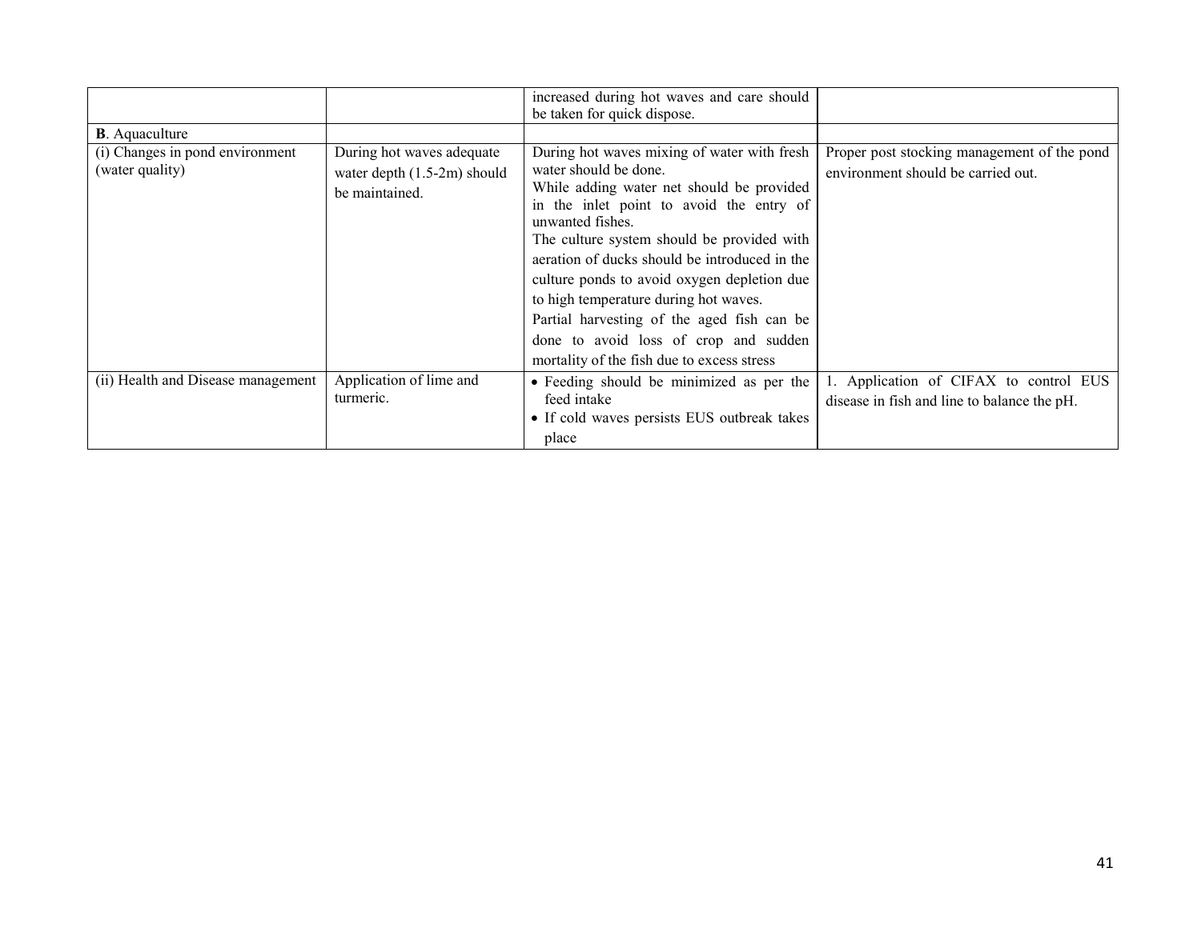| | | | |
|---|---|---|---|
| | | increased during hot waves and care should be taken for quick dispose. | |
| **B**. Aquaculture | | | |
| (i) Changes in pond environment (water quality) | During hot waves adequate water depth (1.5-2m) should be maintained. | During hot waves mixing of water with fresh water should be done.<br>While adding water net should be provided in the inlet point to avoid the entry of unwanted fishes.<br>The culture system should be provided with aeration of ducks should be introduced in the culture ponds to avoid oxygen depletion due to high temperature during hot waves.<br>Partial harvesting of the aged fish can be done to avoid loss of crop and sudden mortality of the fish due to excess stress | Proper post stocking management of the pond environment should be carried out. |
| (ii) Health and Disease management | Application of lime and turmeric. | • Feeding should be minimized as per the feed intake<br>• If cold waves persists EUS outbreak takes place | 1. Application of CIFAX to control EUS disease in fish and line to balance the pH. |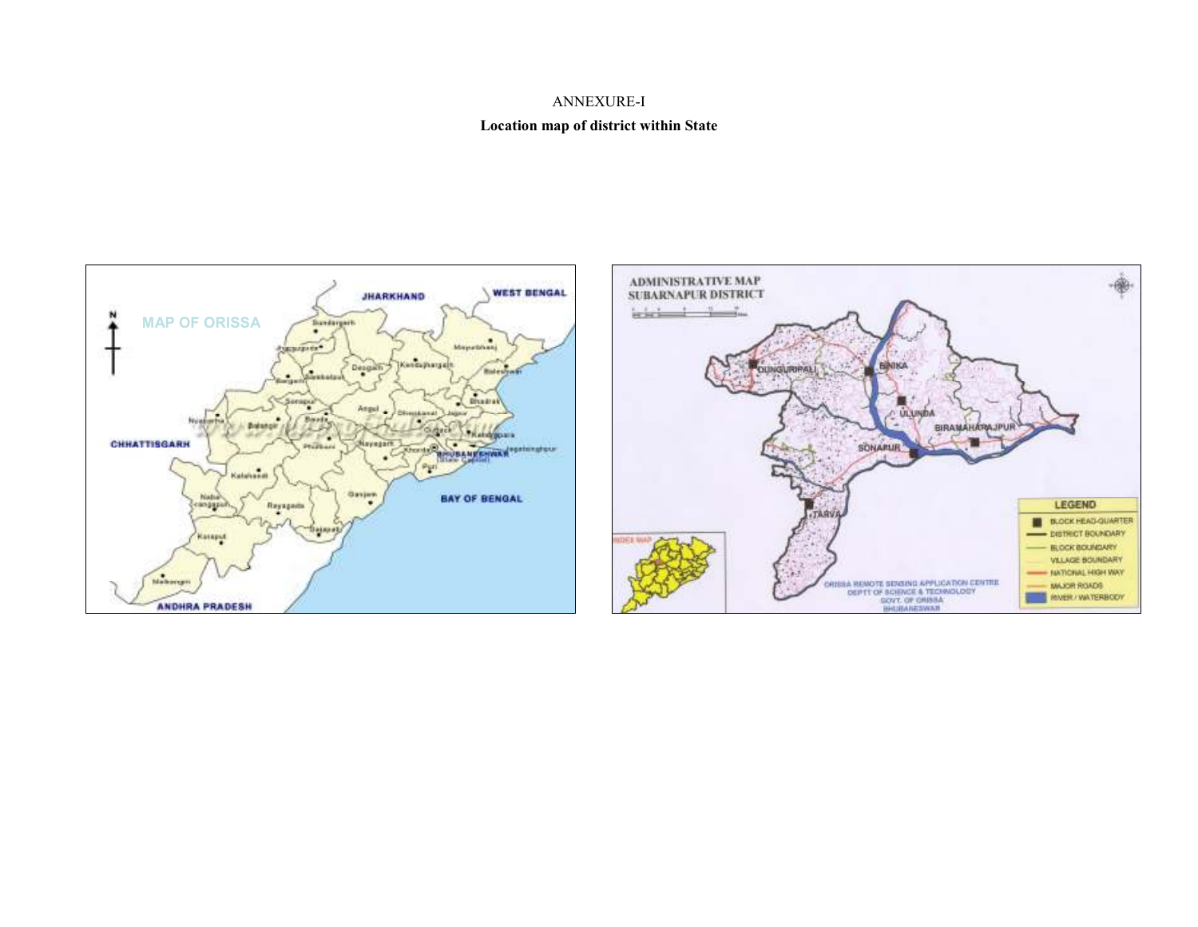ANNEXURE-I

**Location map of district within State**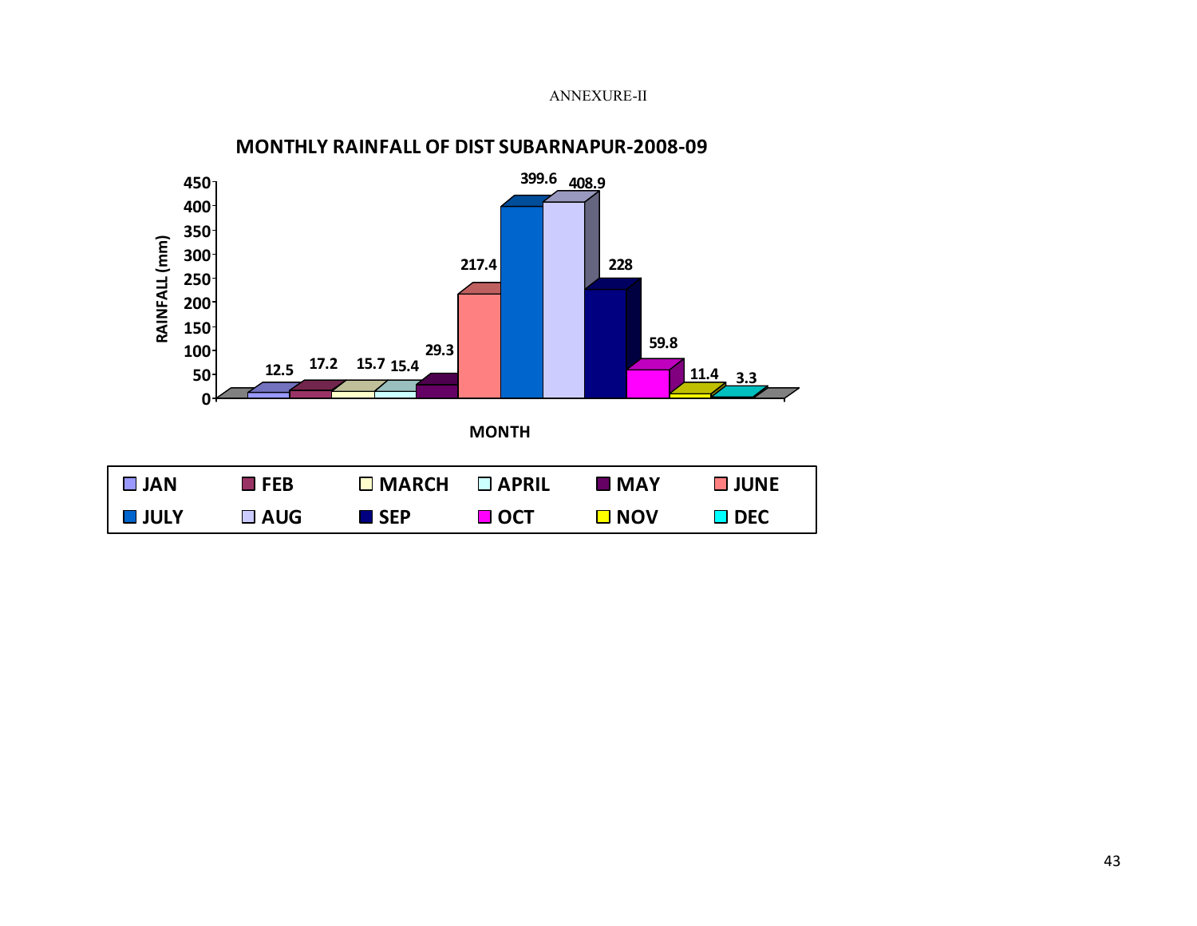ANNEXURE-II

## MONTHLY RAINFALL OF DIST SUBARNAPUR-2008-09

RAINFALL (mm)

| MONTH | RAINFALL (mm) |
|---|---|
| JAN | 12.5 |
| FEB | 17.2 |
| MARCH | 15.7 |
| APRIL | 15.4 |
| MAY | 29.3 |
| JUNE | 217.4 |
| JULY | 399.6 |
| AUG | 408.9 |
| SEP | 228 |
| OCT | 59.8 |
| NOV | 11.4 |
| DEC | 3.3 |

MONTH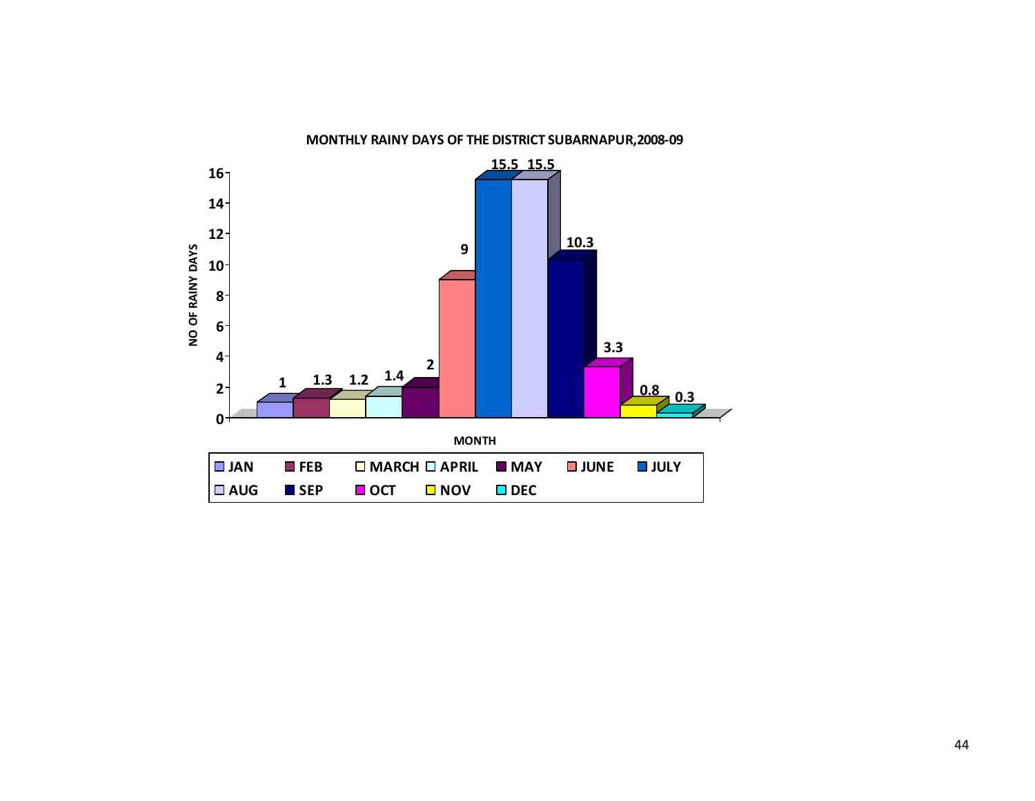**MONTHLY RAINY DAYS OF THE DISTRICT SUBARNAPUR,2008-09**

| MONTH | NO OF RAINY DAYS |
|---|---|
| JAN | 1 |
| FEB | 1.3 |
| MARCH | 1.2 |
| APRIL | 1.4 |
| MAY | 2 |
| JUNE | 9 |
| JULY | 15.5 |
| AUG | 15.5 |
| SEP | 10.3 |
| OCT | 3.3 |
| NOV | 0.8 |
| DEC | 0.3 |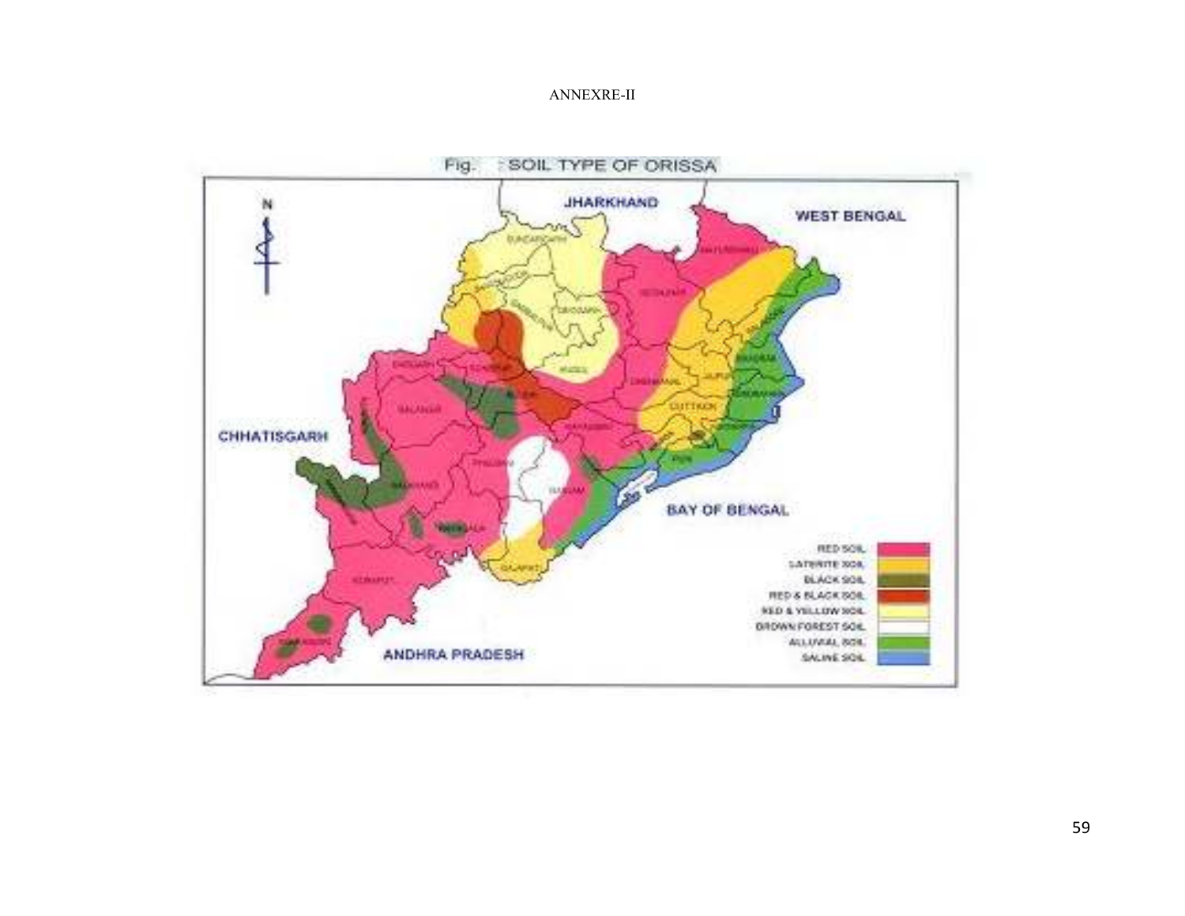ANNEXRE-II

Fig. : SOIL TYPE OF ORISSA

N

JHARKHAND

WEST BENGAL

CHHATISGARH

BAY OF BENGAL

ANDHRA PRADESH

RED SOIL

LATERITE SOIL

BLACK SOIL

RED & BLACK SOIL

RED & YELLOW SOIL

BROWN FOREST SOIL

ALLUVIAL SOIL

SALINE SOIL